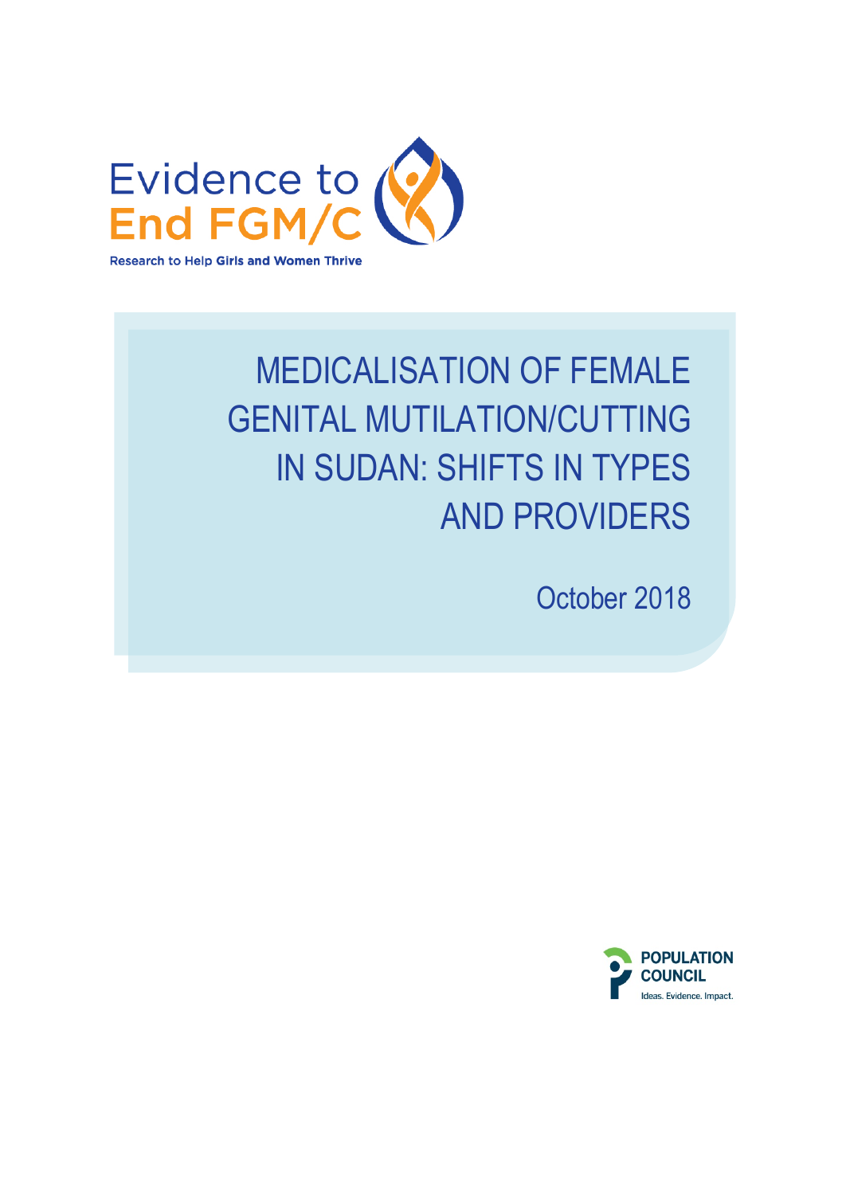Evidence to End FGM/C

Research to Help Girls and Women Thrive

# MEDICALISATION OF FEMALE GENITAL MUTILATION/CUTTING IN SUDAN: SHIFTS IN TYPES AND PROVIDERS

October 2018

POPULATION COUNCIL

Ideas. Evidence. Impact.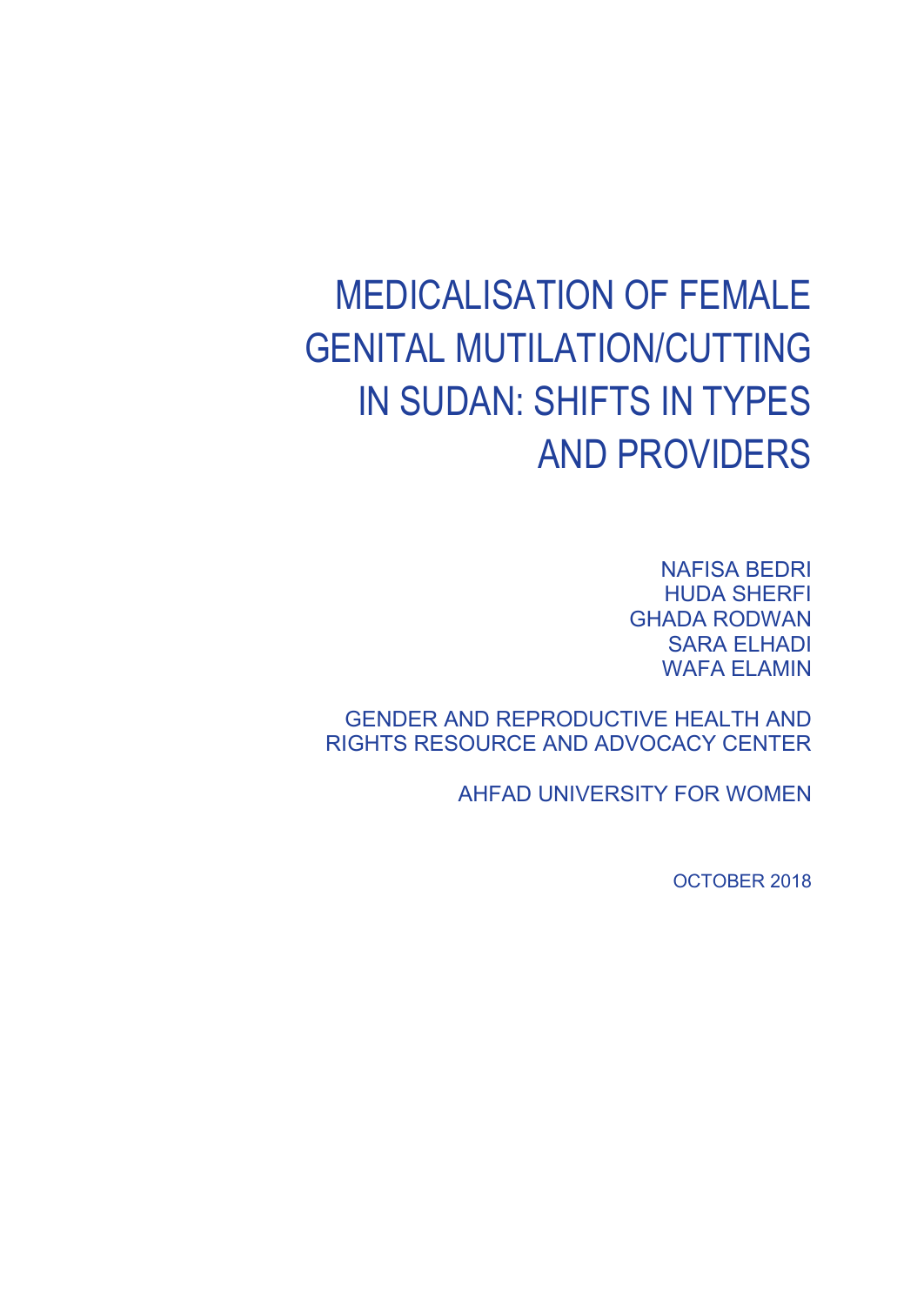# MEDICALISATION OF FEMALE GENITAL MUTILATION/CUTTING IN SUDAN: SHIFTS IN TYPES AND PROVIDERS

NAFISA BEDRI
HUDA SHERFI
GHADA RODWAN
SARA ELHADI
WAFA ELAMIN

GENDER AND REPRODUCTIVE HEALTH AND RIGHTS RESOURCE AND ADVOCACY CENTER

AHFAD UNIVERSITY FOR WOMEN

OCTOBER 2018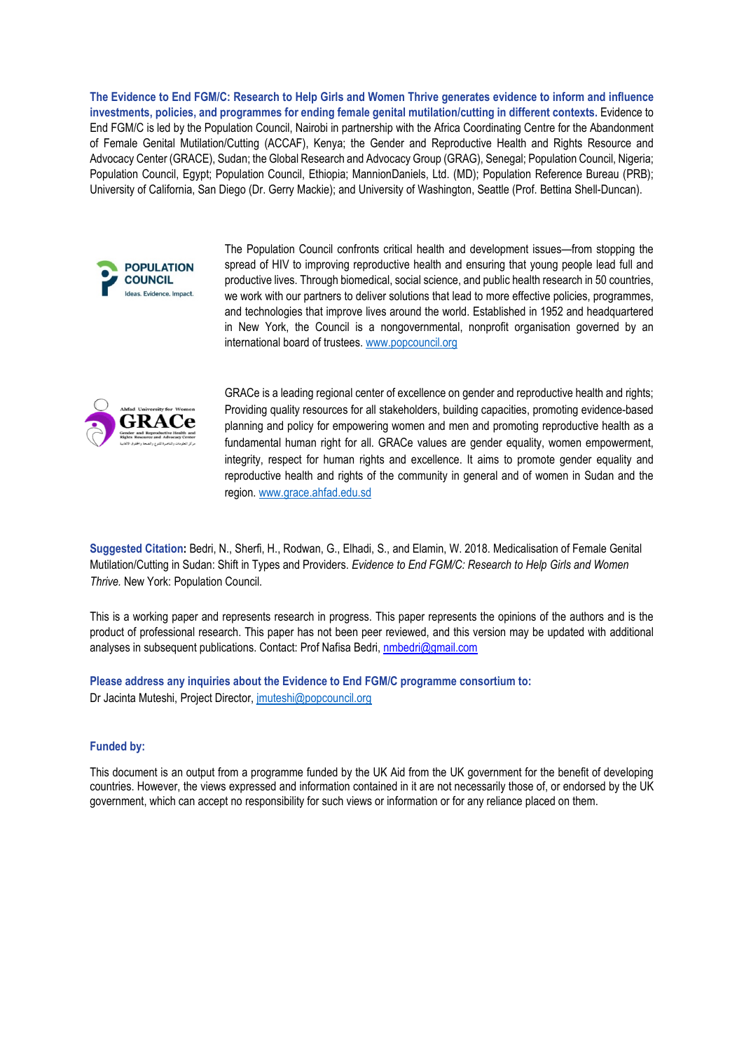**The Evidence to End FGM/C: Research to Help Girls and Women Thrive generates evidence to inform and influence investments, policies, and programmes for ending female genital mutilation/cutting in different contexts.** Evidence to End FGM/C is led by the Population Council, Nairobi in partnership with the Africa Coordinating Centre for the Abandonment of Female Genital Mutilation/Cutting (ACCAF), Kenya; the Gender and Reproductive Health and Rights Resource and Advocacy Center (GRACE), Sudan; the Global Research and Advocacy Group (GRAG), Senegal; Population Council, Nigeria; Population Council, Egypt; Population Council, Ethiopia; MannionDaniels, Ltd. (MD); Population Reference Bureau (PRB); University of California, San Diego (Dr. Gerry Mackie); and University of Washington, Seattle (Prof. Bettina Shell-Duncan).

The Population Council confronts critical health and development issues—from stopping the spread of HIV to improving reproductive health and ensuring that young people lead full and productive lives. Through biomedical, social science, and public health research in 50 countries, we work with our partners to deliver solutions that lead to more effective policies, programmes, and technologies that improve lives around the world. Established in 1952 and headquartered in New York, the Council is a nongovernmental, nonprofit organisation governed by an international board of trustees. www.popcouncil.org

GRACe is a leading regional center of excellence on gender and reproductive health and rights; Providing quality resources for all stakeholders, building capacities, promoting evidence-based planning and policy for empowering women and men and promoting reproductive health as a fundamental human right for all. GRACe values are gender equality, women empowerment, integrity, respect for human rights and excellence. It aims to promote gender equality and reproductive health and rights of the community in general and of women in Sudan and the region. www.grace.ahfad.edu.sd

**Suggested Citation:** Bedri, N., Sherfi, H., Rodwan, G., Elhadi, S., and Elamin, W. 2018. Medicalisation of Female Genital Mutilation/Cutting in Sudan: Shift in Types and Providers. *Evidence to End FGM/C: Research to Help Girls and Women Thrive.* New York: Population Council.

This is a working paper and represents research in progress. This paper represents the opinions of the authors and is the product of professional research. This paper has not been peer reviewed, and this version may be updated with additional analyses in subsequent publications. Contact: Prof Nafisa Bedri, nmbedri@gmail.com

**Please address any inquiries about the Evidence to End FGM/C programme consortium to:**
Dr Jacinta Muteshi, Project Director, jmuteshi@popcouncil.org

**Funded by:**

This document is an output from a programme funded by the UK Aid from the UK government for the benefit of developing countries. However, the views expressed and information contained in it are not necessarily those of, or endorsed by the UK government, which can accept no responsibility for such views or information or for any reliance placed on them.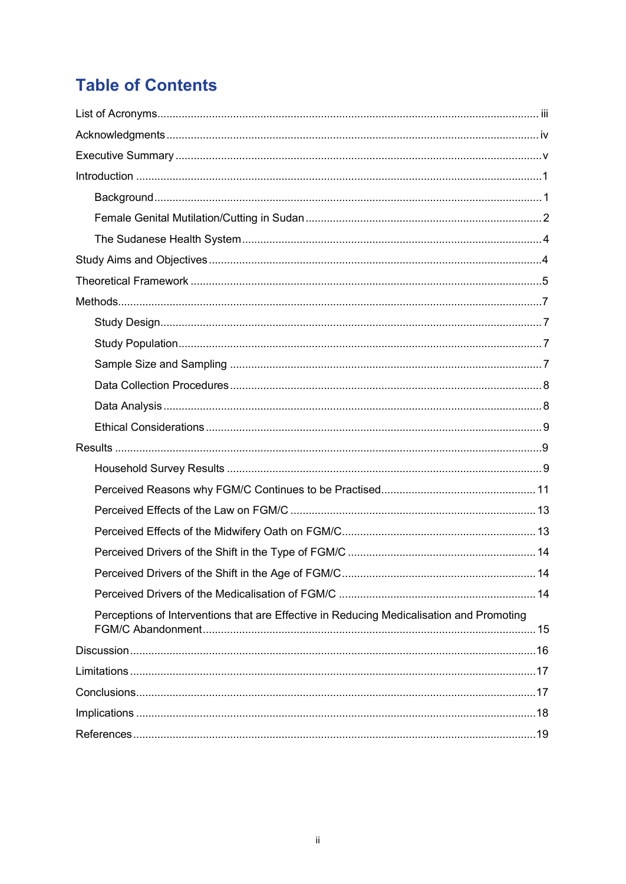# Table of Contents

List of Acronyms ........ iii

Acknowledgments ........ iv

Executive Summary ........ v

Introduction ........ 1

- Background ........ 1
- Female Genital Mutilation/Cutting in Sudan ........ 2
- The Sudanese Health System ........ 4

Study Aims and Objectives ........ 4

Theoretical Framework ........ 5

Methods ........ 7

- Study Design ........ 7
- Study Population ........ 7
- Sample Size and Sampling ........ 7
- Data Collection Procedures ........ 8
- Data Analysis ........ 8
- Ethical Considerations ........ 9

Results ........ 9

- Household Survey Results ........ 9
- Perceived Reasons why FGM/C Continues to be Practised ........ 11
- Perceived Effects of the Law on FGM/C ........ 13
- Perceived Effects of the Midwifery Oath on FGM/C ........ 13
- Perceived Drivers of the Shift in the Type of FGM/C ........ 14
- Perceived Drivers of the Shift in the Age of FGM/C ........ 14
- Perceived Drivers of the Medicalisation of FGM/C ........ 14
- Perceptions of Interventions that are Effective in Reducing Medicalisation and Promoting FGM/C Abandonment ........ 15

Discussion ........ 16

Limitations ........ 17

Conclusions ........ 17

Implications ........ 18

References ........ 19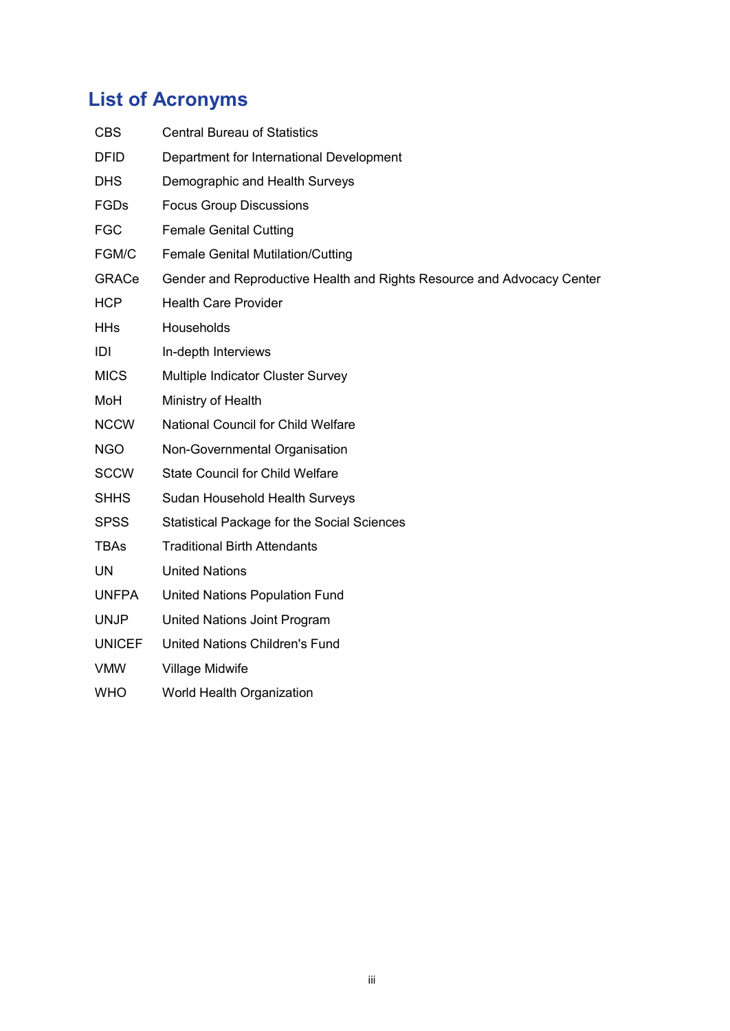## List of Acronyms

| | |
|---|---|
| CBS | Central Bureau of Statistics |
| DFID | Department for International Development |
| DHS | Demographic and Health Surveys |
| FGDs | Focus Group Discussions |
| FGC | Female Genital Cutting |
| FGM/C | Female Genital Mutilation/Cutting |
| GRACe | Gender and Reproductive Health and Rights Resource and Advocacy Center |
| HCP | Health Care Provider |
| HHs | Households |
| IDI | In-depth Interviews |
| MICS | Multiple Indicator Cluster Survey |
| MoH | Ministry of Health |
| NCCW | National Council for Child Welfare |
| NGO | Non-Governmental Organisation |
| SCCW | State Council for Child Welfare |
| SHHS | Sudan Household Health Surveys |
| SPSS | Statistical Package for the Social Sciences |
| TBAs | Traditional Birth Attendants |
| UN | United Nations |
| UNFPA | United Nations Population Fund |
| UNJP | United Nations Joint Program |
| UNICEF | United Nations Children's Fund |
| VMW | Village Midwife |
| WHO | World Health Organization |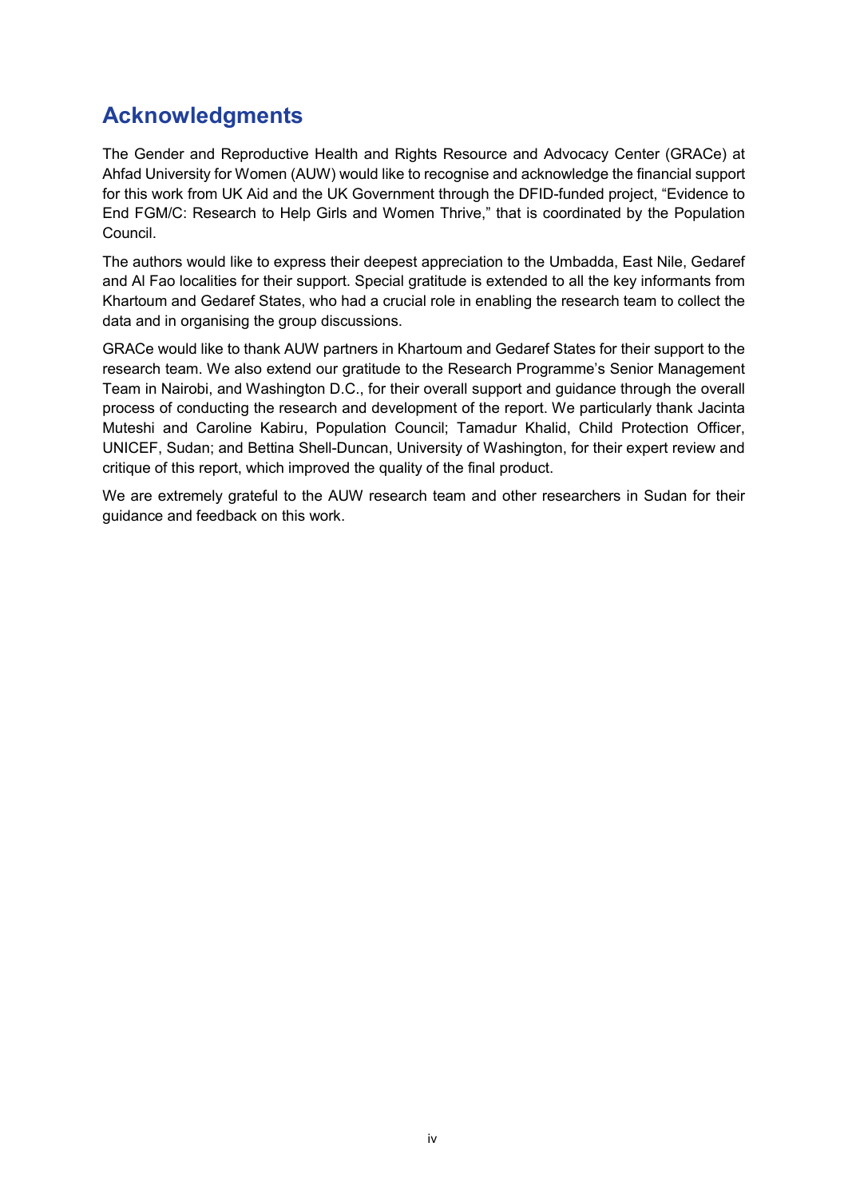# Acknowledgments

The Gender and Reproductive Health and Rights Resource and Advocacy Center (GRACe) at Ahfad University for Women (AUW) would like to recognise and acknowledge the financial support for this work from UK Aid and the UK Government through the DFID-funded project, "Evidence to End FGM/C: Research to Help Girls and Women Thrive," that is coordinated by the Population Council.

The authors would like to express their deepest appreciation to the Umbadda, East Nile, Gedaref and Al Fao localities for their support. Special gratitude is extended to all the key informants from Khartoum and Gedaref States, who had a crucial role in enabling the research team to collect the data and in organising the group discussions.

GRACe would like to thank AUW partners in Khartoum and Gedaref States for their support to the research team. We also extend our gratitude to the Research Programme's Senior Management Team in Nairobi, and Washington D.C., for their overall support and guidance through the overall process of conducting the research and development of the report. We particularly thank Jacinta Muteshi and Caroline Kabiru, Population Council; Tamadur Khalid, Child Protection Officer, UNICEF, Sudan; and Bettina Shell-Duncan, University of Washington, for their expert review and critique of this report, which improved the quality of the final product.

We are extremely grateful to the AUW research team and other researchers in Sudan for their guidance and feedback on this work.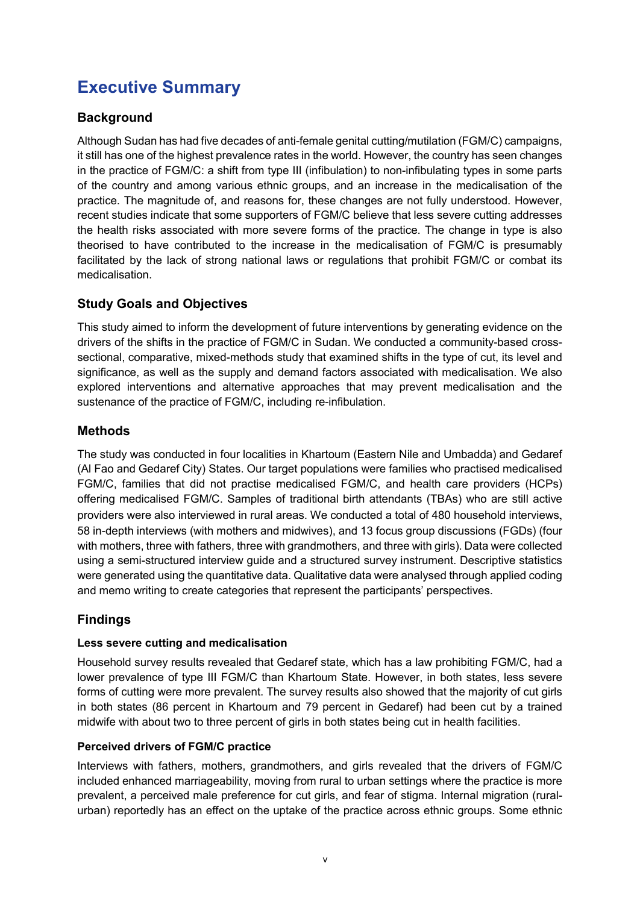# Executive Summary

## Background

Although Sudan has had five decades of anti-female genital cutting/mutilation (FGM/C) campaigns, it still has one of the highest prevalence rates in the world. However, the country has seen changes in the practice of FGM/C: a shift from type III (infibulation) to non-infibulating types in some parts of the country and among various ethnic groups, and an increase in the medicalisation of the practice. The magnitude of, and reasons for, these changes are not fully understood. However, recent studies indicate that some supporters of FGM/C believe that less severe cutting addresses the health risks associated with more severe forms of the practice. The change in type is also theorised to have contributed to the increase in the medicalisation of FGM/C is presumably facilitated by the lack of strong national laws or regulations that prohibit FGM/C or combat its medicalisation.

## Study Goals and Objectives

This study aimed to inform the development of future interventions by generating evidence on the drivers of the shifts in the practice of FGM/C in Sudan. We conducted a community-based cross-sectional, comparative, mixed-methods study that examined shifts in the type of cut, its level and significance, as well as the supply and demand factors associated with medicalisation. We also explored interventions and alternative approaches that may prevent medicalisation and the sustenance of the practice of FGM/C, including re-infibulation.

## Methods

The study was conducted in four localities in Khartoum (Eastern Nile and Umbadda) and Gedaref (Al Fao and Gedaref City) States. Our target populations were families who practised medicalised FGM/C, families that did not practise medicalised FGM/C, and health care providers (HCPs) offering medicalised FGM/C. Samples of traditional birth attendants (TBAs) who are still active providers were also interviewed in rural areas. We conducted a total of 480 household interviews, 58 in-depth interviews (with mothers and midwives), and 13 focus group discussions (FGDs) (four with mothers, three with fathers, three with grandmothers, and three with girls). Data were collected using a semi-structured interview guide and a structured survey instrument. Descriptive statistics were generated using the quantitative data. Qualitative data were analysed through applied coding and memo writing to create categories that represent the participants' perspectives.

## Findings

### Less severe cutting and medicalisation

Household survey results revealed that Gedaref state, which has a law prohibiting FGM/C, had a lower prevalence of type III FGM/C than Khartoum State. However, in both states, less severe forms of cutting were more prevalent. The survey results also showed that the majority of cut girls in both states (86 percent in Khartoum and 79 percent in Gedaref) had been cut by a trained midwife with about two to three percent of girls in both states being cut in health facilities.

### Perceived drivers of FGM/C practice

Interviews with fathers, mothers, grandmothers, and girls revealed that the drivers of FGM/C included enhanced marriageability, moving from rural to urban settings where the practice is more prevalent, a perceived male preference for cut girls, and fear of stigma. Internal migration (rural-urban) reportedly has an effect on the uptake of the practice across ethnic groups. Some ethnic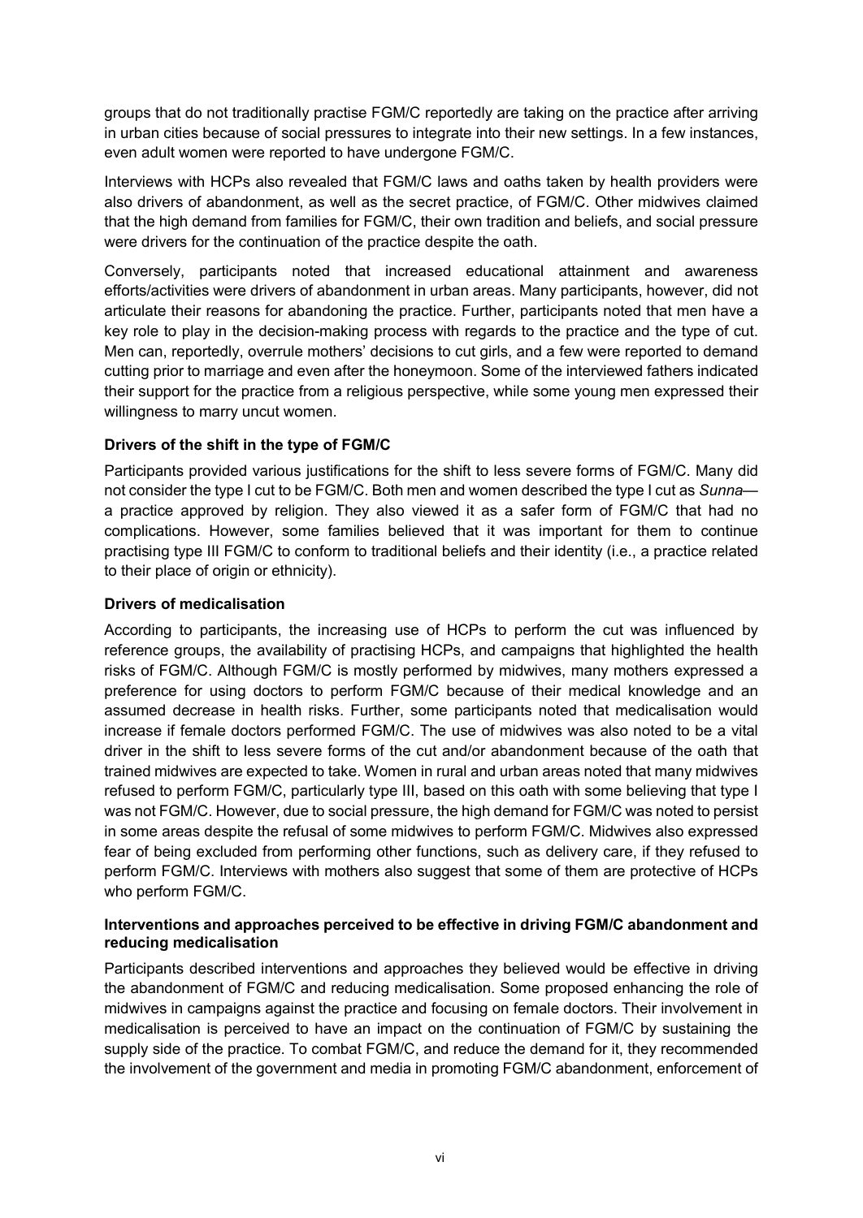groups that do not traditionally practise FGM/C reportedly are taking on the practice after arriving in urban cities because of social pressures to integrate into their new settings. In a few instances, even adult women were reported to have undergone FGM/C.

Interviews with HCPs also revealed that FGM/C laws and oaths taken by health providers were also drivers of abandonment, as well as the secret practice, of FGM/C. Other midwives claimed that the high demand from families for FGM/C, their own tradition and beliefs, and social pressure were drivers for the continuation of the practice despite the oath.

Conversely, participants noted that increased educational attainment and awareness efforts/activities were drivers of abandonment in urban areas. Many participants, however, did not articulate their reasons for abandoning the practice. Further, participants noted that men have a key role to play in the decision-making process with regards to the practice and the type of cut. Men can, reportedly, overrule mothers' decisions to cut girls, and a few were reported to demand cutting prior to marriage and even after the honeymoon. Some of the interviewed fathers indicated their support for the practice from a religious perspective, while some young men expressed their willingness to marry uncut women.

**Drivers of the shift in the type of FGM/C**

Participants provided various justifications for the shift to less severe forms of FGM/C. Many did not consider the type I cut to be FGM/C. Both men and women described the type I cut as *Sunna*—a practice approved by religion. They also viewed it as a safer form of FGM/C that had no complications. However, some families believed that it was important for them to continue practising type III FGM/C to conform to traditional beliefs and their identity (i.e., a practice related to their place of origin or ethnicity).

**Drivers of medicalisation**

According to participants, the increasing use of HCPs to perform the cut was influenced by reference groups, the availability of practising HCPs, and campaigns that highlighted the health risks of FGM/C. Although FGM/C is mostly performed by midwives, many mothers expressed a preference for using doctors to perform FGM/C because of their medical knowledge and an assumed decrease in health risks. Further, some participants noted that medicalisation would increase if female doctors performed FGM/C. The use of midwives was also noted to be a vital driver in the shift to less severe forms of the cut and/or abandonment because of the oath that trained midwives are expected to take. Women in rural and urban areas noted that many midwives refused to perform FGM/C, particularly type III, based on this oath with some believing that type I was not FGM/C. However, due to social pressure, the high demand for FGM/C was noted to persist in some areas despite the refusal of some midwives to perform FGM/C. Midwives also expressed fear of being excluded from performing other functions, such as delivery care, if they refused to perform FGM/C. Interviews with mothers also suggest that some of them are protective of HCPs who perform FGM/C.

**Interventions and approaches perceived to be effective in driving FGM/C abandonment and reducing medicalisation**

Participants described interventions and approaches they believed would be effective in driving the abandonment of FGM/C and reducing medicalisation. Some proposed enhancing the role of midwives in campaigns against the practice and focusing on female doctors. Their involvement in medicalisation is perceived to have an impact on the continuation of FGM/C by sustaining the supply side of the practice. To combat FGM/C, and reduce the demand for it, they recommended the involvement of the government and media in promoting FGM/C abandonment, enforcement of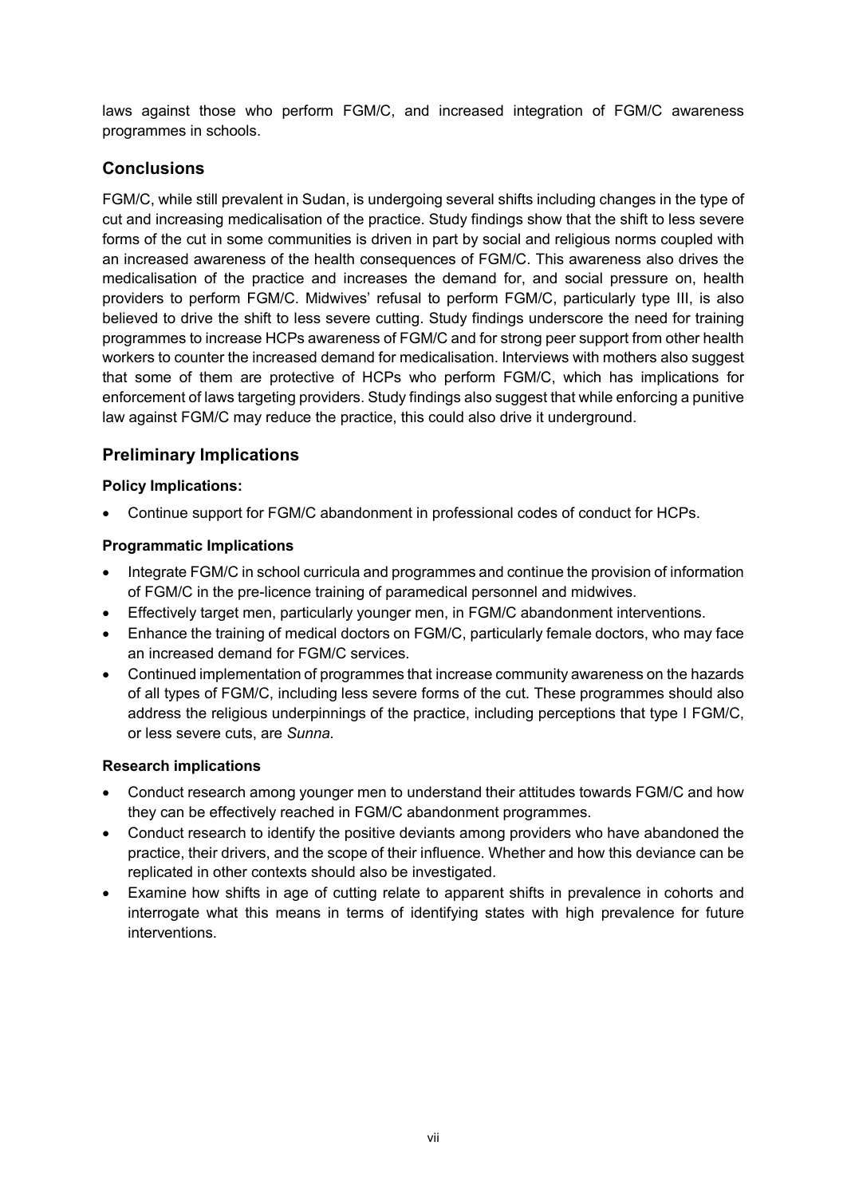laws against those who perform FGM/C, and increased integration of FGM/C awareness programmes in schools.

## Conclusions

FGM/C, while still prevalent in Sudan, is undergoing several shifts including changes in the type of cut and increasing medicalisation of the practice. Study findings show that the shift to less severe forms of the cut in some communities is driven in part by social and religious norms coupled with an increased awareness of the health consequences of FGM/C. This awareness also drives the medicalisation of the practice and increases the demand for, and social pressure on, health providers to perform FGM/C. Midwives' refusal to perform FGM/C, particularly type III, is also believed to drive the shift to less severe cutting. Study findings underscore the need for training programmes to increase HCPs awareness of FGM/C and for strong peer support from other health workers to counter the increased demand for medicalisation. Interviews with mothers also suggest that some of them are protective of HCPs who perform FGM/C, which has implications for enforcement of laws targeting providers. Study findings also suggest that while enforcing a punitive law against FGM/C may reduce the practice, this could also drive it underground.

## Preliminary Implications

**Policy Implications:**

- Continue support for FGM/C abandonment in professional codes of conduct for HCPs.

**Programmatic Implications**

- Integrate FGM/C in school curricula and programmes and continue the provision of information of FGM/C in the pre-licence training of paramedical personnel and midwives.
- Effectively target men, particularly younger men, in FGM/C abandonment interventions.
- Enhance the training of medical doctors on FGM/C, particularly female doctors, who may face an increased demand for FGM/C services.
- Continued implementation of programmes that increase community awareness on the hazards of all types of FGM/C, including less severe forms of the cut. These programmes should also address the religious underpinnings of the practice, including perceptions that type I FGM/C, or less severe cuts, are *Sunna*.

**Research implications**

- Conduct research among younger men to understand their attitudes towards FGM/C and how they can be effectively reached in FGM/C abandonment programmes.
- Conduct research to identify the positive deviants among providers who have abandoned the practice, their drivers, and the scope of their influence. Whether and how this deviance can be replicated in other contexts should also be investigated.
- Examine how shifts in age of cutting relate to apparent shifts in prevalence in cohorts and interrogate what this means in terms of identifying states with high prevalence for future interventions.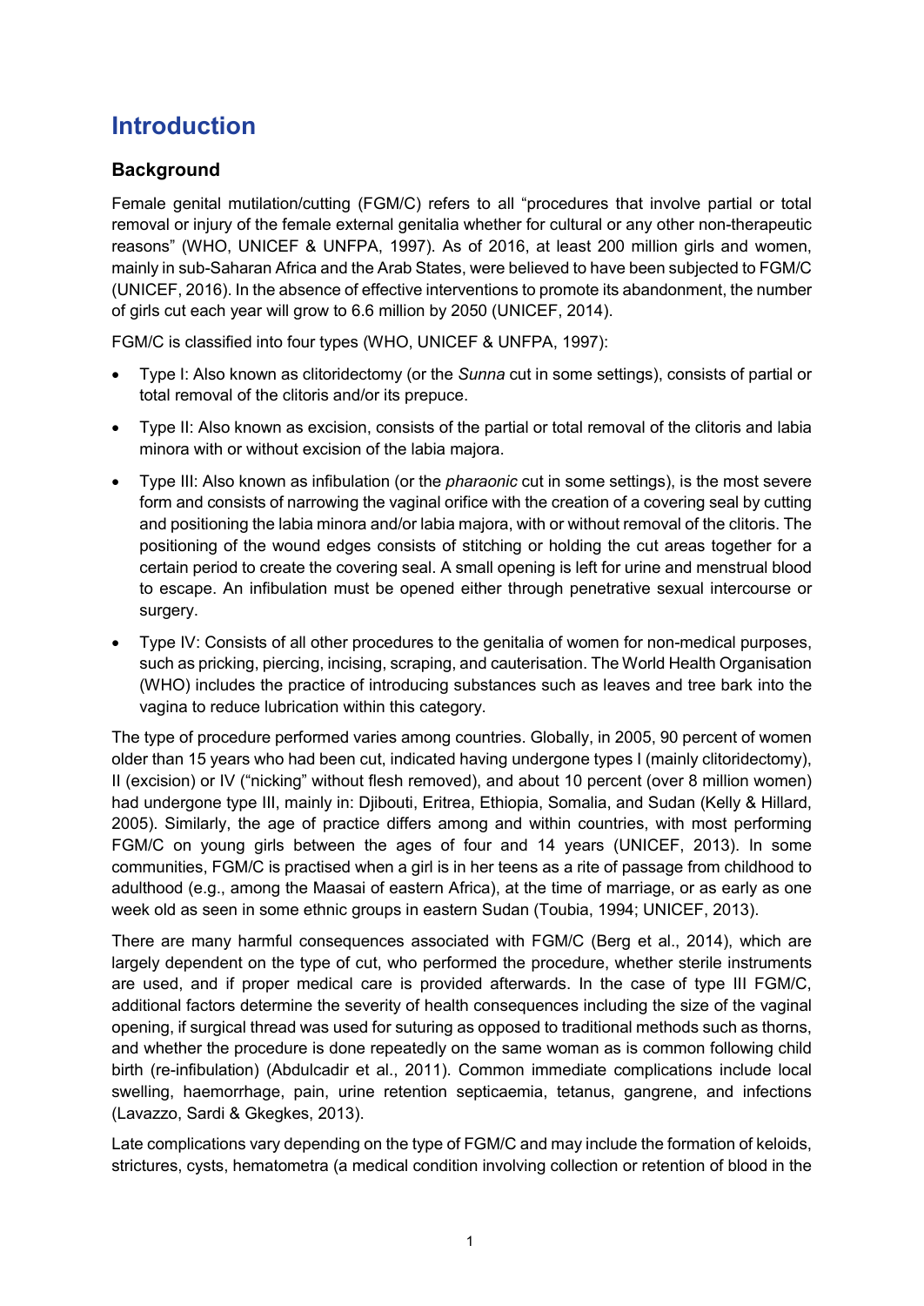# Introduction

## Background

Female genital mutilation/cutting (FGM/C) refers to all "procedures that involve partial or total removal or injury of the female external genitalia whether for cultural or any other non-therapeutic reasons" (WHO, UNICEF & UNFPA, 1997). As of 2016, at least 200 million girls and women, mainly in sub-Saharan Africa and the Arab States, were believed to have been subjected to FGM/C (UNICEF, 2016). In the absence of effective interventions to promote its abandonment, the number of girls cut each year will grow to 6.6 million by 2050 (UNICEF, 2014).

FGM/C is classified into four types (WHO, UNICEF & UNFPA, 1997):

- Type I: Also known as clitoridectomy (or the *Sunna* cut in some settings), consists of partial or total removal of the clitoris and/or its prepuce.
- Type II: Also known as excision, consists of the partial or total removal of the clitoris and labia minora with or without excision of the labia majora.
- Type III: Also known as infibulation (or the *pharaonic* cut in some settings), is the most severe form and consists of narrowing the vaginal orifice with the creation of a covering seal by cutting and positioning the labia minora and/or labia majora, with or without removal of the clitoris. The positioning of the wound edges consists of stitching or holding the cut areas together for a certain period to create the covering seal. A small opening is left for urine and menstrual blood to escape. An infibulation must be opened either through penetrative sexual intercourse or surgery.
- Type IV: Consists of all other procedures to the genitalia of women for non-medical purposes, such as pricking, piercing, incising, scraping, and cauterisation. The World Health Organisation (WHO) includes the practice of introducing substances such as leaves and tree bark into the vagina to reduce lubrication within this category.

The type of procedure performed varies among countries. Globally, in 2005, 90 percent of women older than 15 years who had been cut, indicated having undergone types I (mainly clitoridectomy), II (excision) or IV ("nicking" without flesh removed), and about 10 percent (over 8 million women) had undergone type III, mainly in: Djibouti, Eritrea, Ethiopia, Somalia, and Sudan (Kelly & Hillard, 2005). Similarly, the age of practice differs among and within countries, with most performing FGM/C on young girls between the ages of four and 14 years (UNICEF, 2013). In some communities, FGM/C is practised when a girl is in her teens as a rite of passage from childhood to adulthood (e.g., among the Maasai of eastern Africa), at the time of marriage, or as early as one week old as seen in some ethnic groups in eastern Sudan (Toubia, 1994; UNICEF, 2013).

There are many harmful consequences associated with FGM/C (Berg et al., 2014), which are largely dependent on the type of cut, who performed the procedure, whether sterile instruments are used, and if proper medical care is provided afterwards. In the case of type III FGM/C, additional factors determine the severity of health consequences including the size of the vaginal opening, if surgical thread was used for suturing as opposed to traditional methods such as thorns, and whether the procedure is done repeatedly on the same woman as is common following child birth (re-infibulation) (Abdulcadir et al., 2011). Common immediate complications include local swelling, haemorrhage, pain, urine retention septicaemia, tetanus, gangrene, and infections (Lavazzo, Sardi & Gkegkes, 2013).

Late complications vary depending on the type of FGM/C and may include the formation of keloids, strictures, cysts, hematometra (a medical condition involving collection or retention of blood in the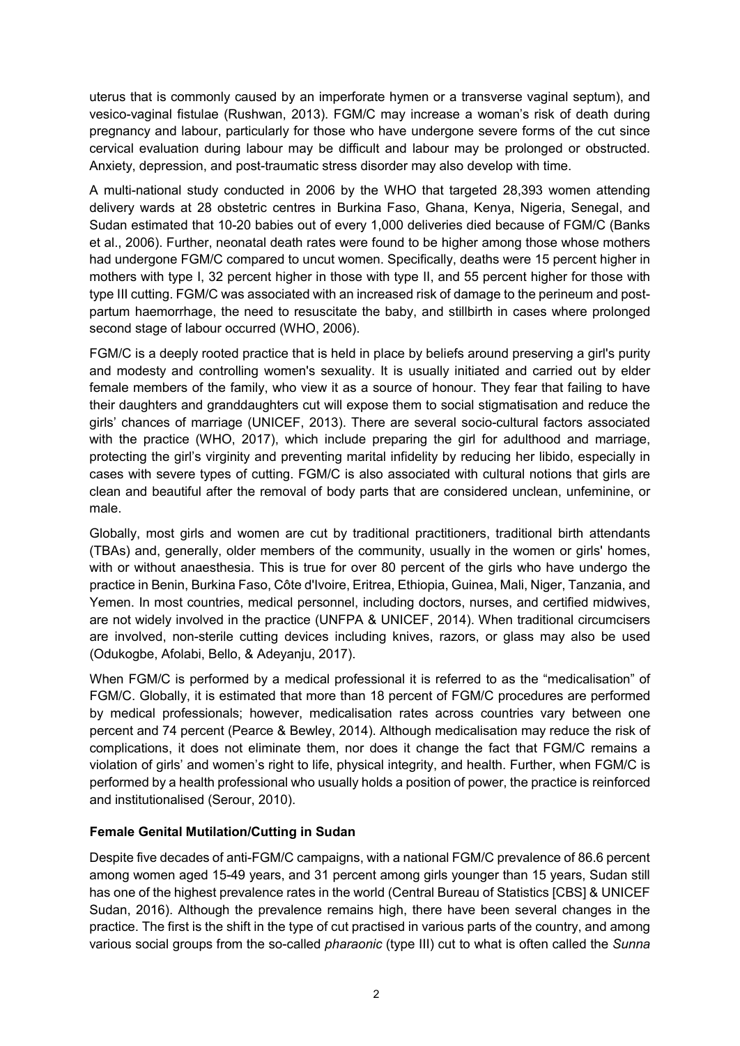uterus that is commonly caused by an imperforate hymen or a transverse vaginal septum), and vesico-vaginal fistulae (Rushwan, 2013). FGM/C may increase a woman's risk of death during pregnancy and labour, particularly for those who have undergone severe forms of the cut since cervical evaluation during labour may be difficult and labour may be prolonged or obstructed. Anxiety, depression, and post-traumatic stress disorder may also develop with time.

A multi-national study conducted in 2006 by the WHO that targeted 28,393 women attending delivery wards at 28 obstetric centres in Burkina Faso, Ghana, Kenya, Nigeria, Senegal, and Sudan estimated that 10-20 babies out of every 1,000 deliveries died because of FGM/C (Banks et al., 2006). Further, neonatal death rates were found to be higher among those whose mothers had undergone FGM/C compared to uncut women. Specifically, deaths were 15 percent higher in mothers with type I, 32 percent higher in those with type II, and 55 percent higher for those with type III cutting. FGM/C was associated with an increased risk of damage to the perineum and post-partum haemorrhage, the need to resuscitate the baby, and stillbirth in cases where prolonged second stage of labour occurred (WHO, 2006).

FGM/C is a deeply rooted practice that is held in place by beliefs around preserving a girl's purity and modesty and controlling women's sexuality. It is usually initiated and carried out by elder female members of the family, who view it as a source of honour. They fear that failing to have their daughters and granddaughters cut will expose them to social stigmatisation and reduce the girls' chances of marriage (UNICEF, 2013). There are several socio-cultural factors associated with the practice (WHO, 2017), which include preparing the girl for adulthood and marriage, protecting the girl's virginity and preventing marital infidelity by reducing her libido, especially in cases with severe types of cutting. FGM/C is also associated with cultural notions that girls are clean and beautiful after the removal of body parts that are considered unclean, unfeminine, or male.

Globally, most girls and women are cut by traditional practitioners, traditional birth attendants (TBAs) and, generally, older members of the community, usually in the women or girls' homes, with or without anaesthesia. This is true for over 80 percent of the girls who have undergo the practice in Benin, Burkina Faso, Côte d'Ivoire, Eritrea, Ethiopia, Guinea, Mali, Niger, Tanzania, and Yemen. In most countries, medical personnel, including doctors, nurses, and certified midwives, are not widely involved in the practice (UNFPA & UNICEF, 2014). When traditional circumcisers are involved, non-sterile cutting devices including knives, razors, or glass may also be used (Odukogbe, Afolabi, Bello, & Adeyanju, 2017).

When FGM/C is performed by a medical professional it is referred to as the "medicalisation" of FGM/C. Globally, it is estimated that more than 18 percent of FGM/C procedures are performed by medical professionals; however, medicalisation rates across countries vary between one percent and 74 percent (Pearce & Bewley, 2014). Although medicalisation may reduce the risk of complications, it does not eliminate them, nor does it change the fact that FGM/C remains a violation of girls' and women's right to life, physical integrity, and health. Further, when FGM/C is performed by a health professional who usually holds a position of power, the practice is reinforced and institutionalised (Serour, 2010).

### Female Genital Mutilation/Cutting in Sudan

Despite five decades of anti-FGM/C campaigns, with a national FGM/C prevalence of 86.6 percent among women aged 15-49 years, and 31 percent among girls younger than 15 years, Sudan still has one of the highest prevalence rates in the world (Central Bureau of Statistics [CBS] & UNICEF Sudan, 2016). Although the prevalence remains high, there have been several changes in the practice. The first is the shift in the type of cut practised in various parts of the country, and among various social groups from the so-called *pharaonic* (type III) cut to what is often called the *Sunna*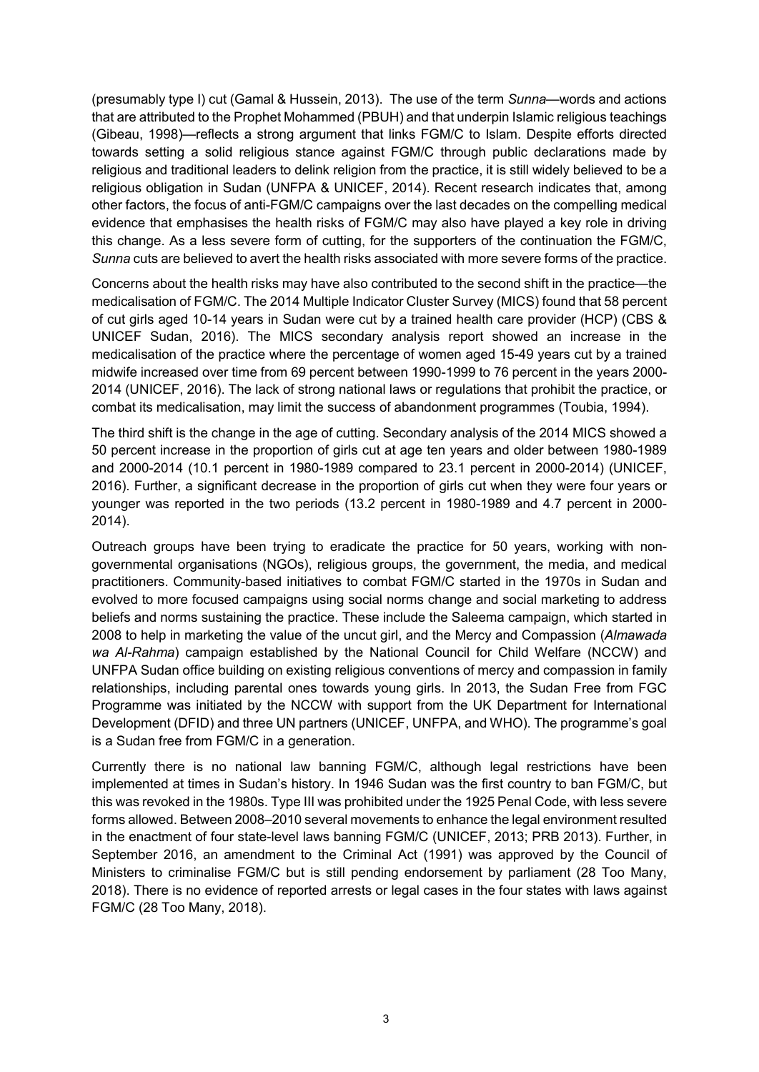(presumably type I) cut (Gamal & Hussein, 2013). The use of the term *Sunna*—words and actions that are attributed to the Prophet Mohammed (PBUH) and that underpin Islamic religious teachings (Gibeau, 1998)—reflects a strong argument that links FGM/C to Islam. Despite efforts directed towards setting a solid religious stance against FGM/C through public declarations made by religious and traditional leaders to delink religion from the practice, it is still widely believed to be a religious obligation in Sudan (UNFPA & UNICEF, 2014). Recent research indicates that, among other factors, the focus of anti-FGM/C campaigns over the last decades on the compelling medical evidence that emphasises the health risks of FGM/C may also have played a key role in driving this change. As a less severe form of cutting, for the supporters of the continuation the FGM/C, *Sunna* cuts are believed to avert the health risks associated with more severe forms of the practice.

Concerns about the health risks may have also contributed to the second shift in the practice—the medicalisation of FGM/C. The 2014 Multiple Indicator Cluster Survey (MICS) found that 58 percent of cut girls aged 10-14 years in Sudan were cut by a trained health care provider (HCP) (CBS & UNICEF Sudan, 2016). The MICS secondary analysis report showed an increase in the medicalisation of the practice where the percentage of women aged 15-49 years cut by a trained midwife increased over time from 69 percent between 1990-1999 to 76 percent in the years 2000-2014 (UNICEF, 2016). The lack of strong national laws or regulations that prohibit the practice, or combat its medicalisation, may limit the success of abandonment programmes (Toubia, 1994).

The third shift is the change in the age of cutting. Secondary analysis of the 2014 MICS showed a 50 percent increase in the proportion of girls cut at age ten years and older between 1980-1989 and 2000-2014 (10.1 percent in 1980-1989 compared to 23.1 percent in 2000-2014) (UNICEF, 2016). Further, a significant decrease in the proportion of girls cut when they were four years or younger was reported in the two periods (13.2 percent in 1980-1989 and 4.7 percent in 2000-2014).

Outreach groups have been trying to eradicate the practice for 50 years, working with non-governmental organisations (NGOs), religious groups, the government, the media, and medical practitioners. Community-based initiatives to combat FGM/C started in the 1970s in Sudan and evolved to more focused campaigns using social norms change and social marketing to address beliefs and norms sustaining the practice. These include the Saleema campaign, which started in 2008 to help in marketing the value of the uncut girl, and the Mercy and Compassion (*Almawada wa Al-Rahma*) campaign established by the National Council for Child Welfare (NCCW) and UNFPA Sudan office building on existing religious conventions of mercy and compassion in family relationships, including parental ones towards young girls. In 2013, the Sudan Free from FGC Programme was initiated by the NCCW with support from the UK Department for International Development (DFID) and three UN partners (UNICEF, UNFPA, and WHO). The programme's goal is a Sudan free from FGM/C in a generation.

Currently there is no national law banning FGM/C, although legal restrictions have been implemented at times in Sudan's history. In 1946 Sudan was the first country to ban FGM/C, but this was revoked in the 1980s. Type III was prohibited under the 1925 Penal Code, with less severe forms allowed. Between 2008–2010 several movements to enhance the legal environment resulted in the enactment of four state-level laws banning FGM/C (UNICEF, 2013; PRB 2013). Further, in September 2016, an amendment to the Criminal Act (1991) was approved by the Council of Ministers to criminalise FGM/C but is still pending endorsement by parliament (28 Too Many, 2018). There is no evidence of reported arrests or legal cases in the four states with laws against FGM/C (28 Too Many, 2018).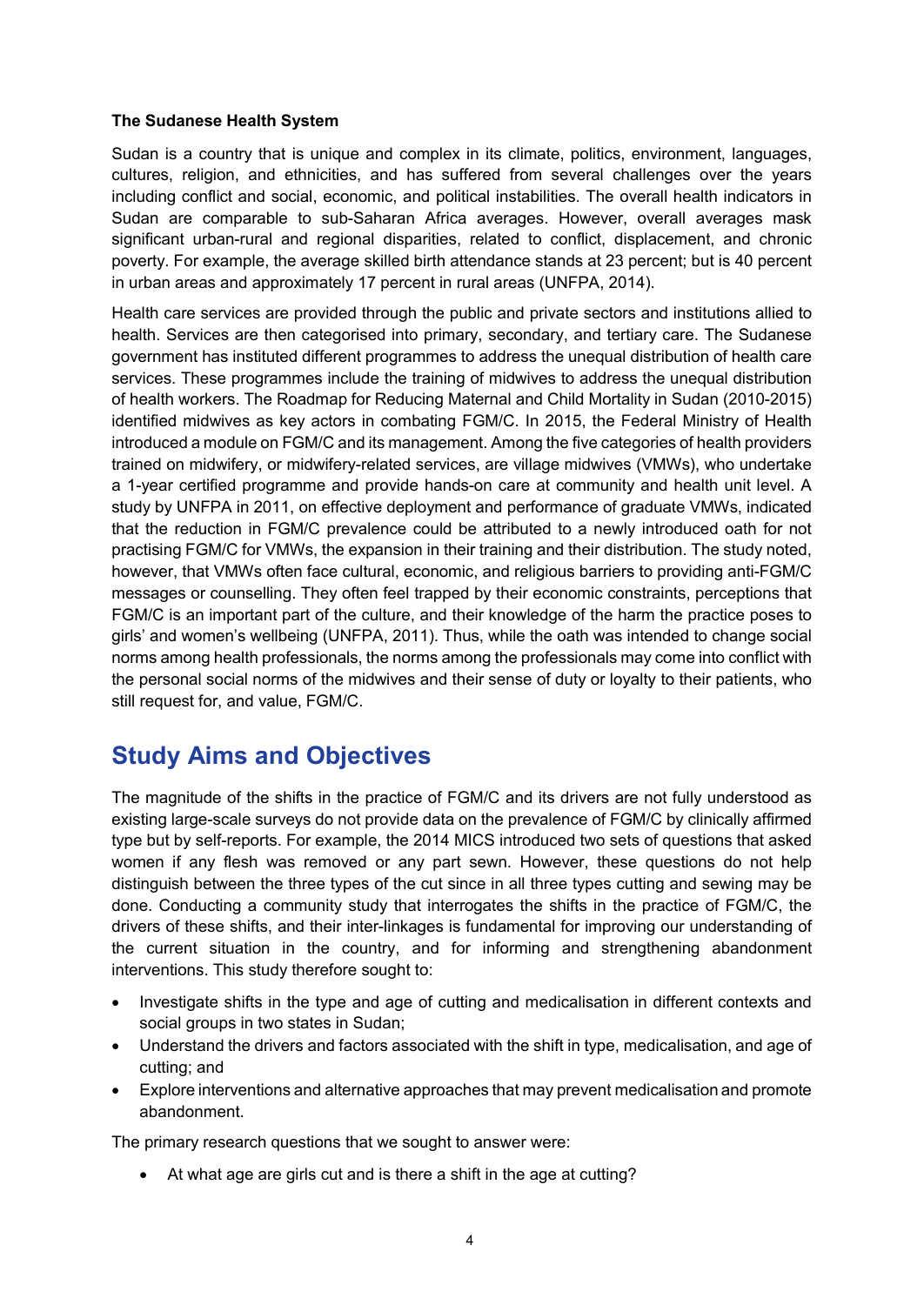**The Sudanese Health System**

Sudan is a country that is unique and complex in its climate, politics, environment, languages, cultures, religion, and ethnicities, and has suffered from several challenges over the years including conflict and social, economic, and political instabilities. The overall health indicators in Sudan are comparable to sub-Saharan Africa averages. However, overall averages mask significant urban-rural and regional disparities, related to conflict, displacement, and chronic poverty. For example, the average skilled birth attendance stands at 23 percent; but is 40 percent in urban areas and approximately 17 percent in rural areas (UNFPA, 2014).

Health care services are provided through the public and private sectors and institutions allied to health. Services are then categorised into primary, secondary, and tertiary care. The Sudanese government has instituted different programmes to address the unequal distribution of health care services. These programmes include the training of midwives to address the unequal distribution of health workers. The Roadmap for Reducing Maternal and Child Mortality in Sudan (2010-2015) identified midwives as key actors in combating FGM/C. In 2015, the Federal Ministry of Health introduced a module on FGM/C and its management. Among the five categories of health providers trained on midwifery, or midwifery-related services, are village midwives (VMWs), who undertake a 1-year certified programme and provide hands-on care at community and health unit level. A study by UNFPA in 2011, on effective deployment and performance of graduate VMWs, indicated that the reduction in FGM/C prevalence could be attributed to a newly introduced oath for not practising FGM/C for VMWs, the expansion in their training and their distribution. The study noted, however, that VMWs often face cultural, economic, and religious barriers to providing anti-FGM/C messages or counselling. They often feel trapped by their economic constraints, perceptions that FGM/C is an important part of the culture, and their knowledge of the harm the practice poses to girls' and women's wellbeing (UNFPA, 2011). Thus, while the oath was intended to change social norms among health professionals, the norms among the professionals may come into conflict with the personal social norms of the midwives and their sense of duty or loyalty to their patients, who still request for, and value, FGM/C.

## Study Aims and Objectives

The magnitude of the shifts in the practice of FGM/C and its drivers are not fully understood as existing large-scale surveys do not provide data on the prevalence of FGM/C by clinically affirmed type but by self-reports. For example, the 2014 MICS introduced two sets of questions that asked women if any flesh was removed or any part sewn. However, these questions do not help distinguish between the three types of the cut since in all three types cutting and sewing may be done. Conducting a community study that interrogates the shifts in the practice of FGM/C, the drivers of these shifts, and their inter-linkages is fundamental for improving our understanding of the current situation in the country, and for informing and strengthening abandonment interventions. This study therefore sought to:

- Investigate shifts in the type and age of cutting and medicalisation in different contexts and social groups in two states in Sudan;
- Understand the drivers and factors associated with the shift in type, medicalisation, and age of cutting; and
- Explore interventions and alternative approaches that may prevent medicalisation and promote abandonment.

The primary research questions that we sought to answer were:

- At what age are girls cut and is there a shift in the age at cutting?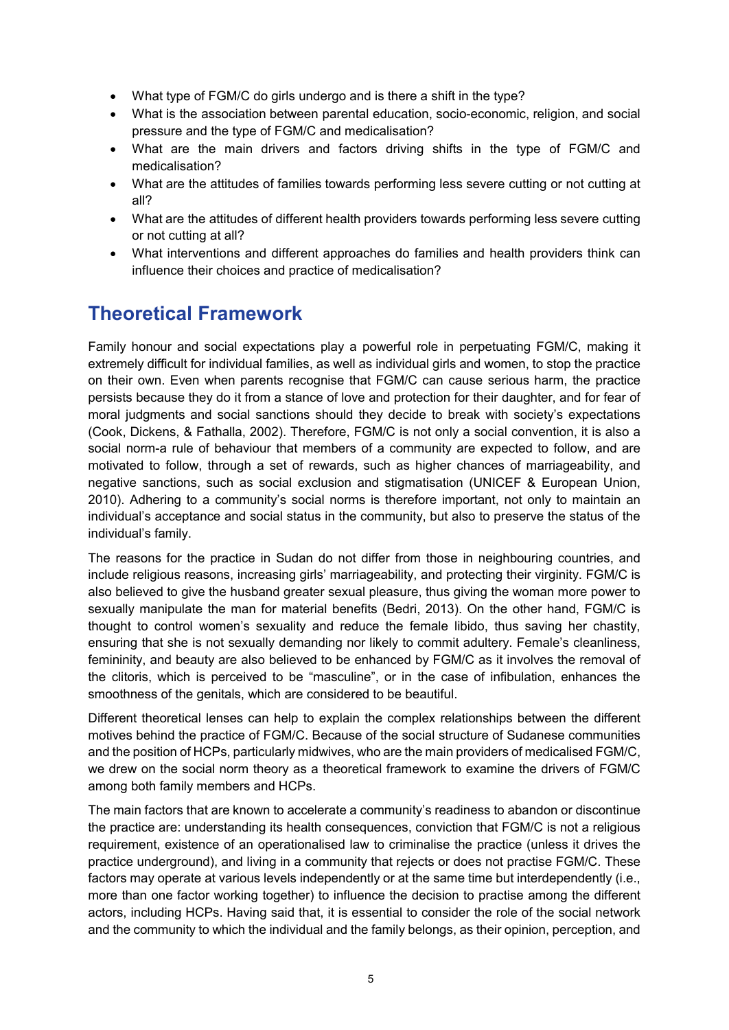- What type of FGM/C do girls undergo and is there a shift in the type?
- What is the association between parental education, socio-economic, religion, and social pressure and the type of FGM/C and medicalisation?
- What are the main drivers and factors driving shifts in the type of FGM/C and medicalisation?
- What are the attitudes of families towards performing less severe cutting or not cutting at all?
- What are the attitudes of different health providers towards performing less severe cutting or not cutting at all?
- What interventions and different approaches do families and health providers think can influence their choices and practice of medicalisation?

## Theoretical Framework

Family honour and social expectations play a powerful role in perpetuating FGM/C, making it extremely difficult for individual families, as well as individual girls and women, to stop the practice on their own. Even when parents recognise that FGM/C can cause serious harm, the practice persists because they do it from a stance of love and protection for their daughter, and for fear of moral judgments and social sanctions should they decide to break with society's expectations (Cook, Dickens, & Fathalla, 2002). Therefore, FGM/C is not only a social convention, it is also a social norm-a rule of behaviour that members of a community are expected to follow, and are motivated to follow, through a set of rewards, such as higher chances of marriageability, and negative sanctions, such as social exclusion and stigmatisation (UNICEF & European Union, 2010). Adhering to a community's social norms is therefore important, not only to maintain an individual's acceptance and social status in the community, but also to preserve the status of the individual's family.

The reasons for the practice in Sudan do not differ from those in neighbouring countries, and include religious reasons, increasing girls' marriageability, and protecting their virginity. FGM/C is also believed to give the husband greater sexual pleasure, thus giving the woman more power to sexually manipulate the man for material benefits (Bedri, 2013). On the other hand, FGM/C is thought to control women's sexuality and reduce the female libido, thus saving her chastity, ensuring that she is not sexually demanding nor likely to commit adultery. Female's cleanliness, femininity, and beauty are also believed to be enhanced by FGM/C as it involves the removal of the clitoris, which is perceived to be "masculine", or in the case of infibulation, enhances the smoothness of the genitals, which are considered to be beautiful.

Different theoretical lenses can help to explain the complex relationships between the different motives behind the practice of FGM/C. Because of the social structure of Sudanese communities and the position of HCPs, particularly midwives, who are the main providers of medicalised FGM/C, we drew on the social norm theory as a theoretical framework to examine the drivers of FGM/C among both family members and HCPs.

The main factors that are known to accelerate a community's readiness to abandon or discontinue the practice are: understanding its health consequences, conviction that FGM/C is not a religious requirement, existence of an operationalised law to criminalise the practice (unless it drives the practice underground), and living in a community that rejects or does not practise FGM/C. These factors may operate at various levels independently or at the same time but interdependently (i.e., more than one factor working together) to influence the decision to practise among the different actors, including HCPs. Having said that, it is essential to consider the role of the social network and the community to which the individual and the family belongs, as their opinion, perception, and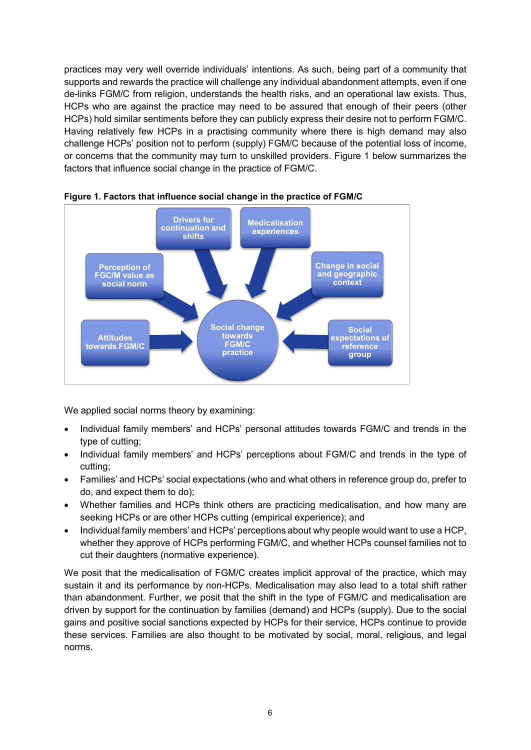practices may very well override individuals' intentions. As such, being part of a community that supports and rewards the practice will challenge any individual abandonment attempts, even if one de-links FGM/C from religion, understands the health risks, and an operational law exists. Thus, HCPs who are against the practice may need to be assured that enough of their peers (other HCPs) hold similar sentiments before they can publicly express their desire not to perform FGM/C. Having relatively few HCPs in a practising community where there is high demand may also challenge HCPs' position not to perform (supply) FGM/C because of the potential loss of income, or concerns that the community may turn to unskilled providers. Figure 1 below summarizes the factors that influence social change in the practice of FGM/C.

**Figure 1. Factors that influence social change in the practice of FGM/C**

Drivers for continuation and shifts

Medicalisation experiences

Perception of FGC/M value as social norm

Change in social and geographic context

Attitudes towards FGM/C

Social change towards FGM/C practice

Social expectations of reference group

We applied social norms theory by examining:

- Individual family members' and HCPs' personal attitudes towards FGM/C and trends in the type of cutting;
- Individual family members' and HCPs' perceptions about FGM/C and trends in the type of cutting;
- Families' and HCPs' social expectations (who and what others in reference group do, prefer to do, and expect them to do);
- Whether families and HCPs think others are practicing medicalisation, and how many are seeking HCPs or are other HCPs cutting (empirical experience); and
- Individual family members' and HCPs' perceptions about why people would want to use a HCP, whether they approve of HCPs performing FGM/C, and whether HCPs counsel families not to cut their daughters (normative experience).

We posit that the medicalisation of FGM/C creates implicit approval of the practice, which may sustain it and its performance by non-HCPs. Medicalisation may also lead to a total shift rather than abandonment. Further, we posit that the shift in the type of FGM/C and medicalisation are driven by support for the continuation by families (demand) and HCPs (supply). Due to the social gains and positive social sanctions expected by HCPs for their service, HCPs continue to provide these services. Families are also thought to be motivated by social, moral, religious, and legal norms.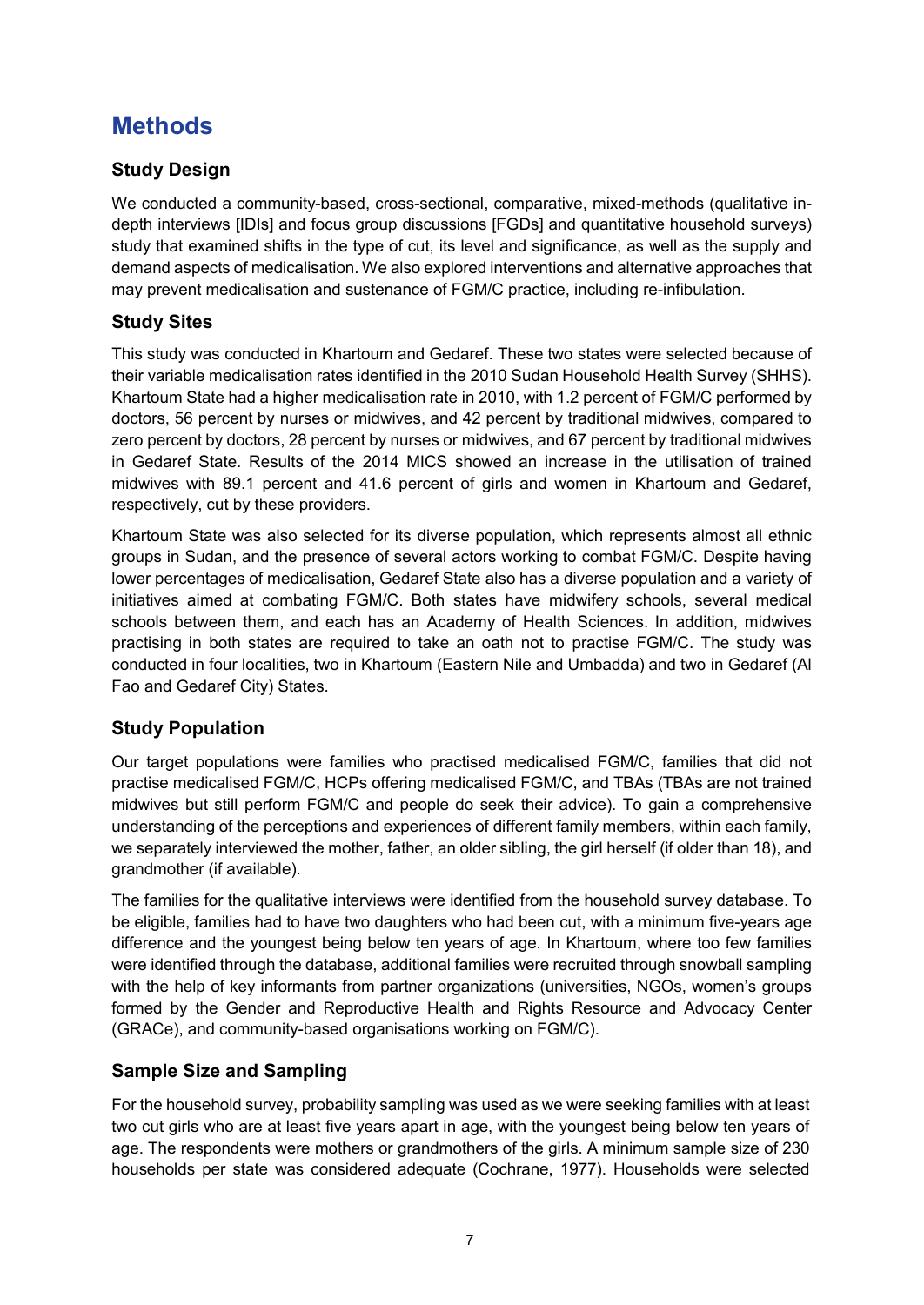# Methods

## Study Design

We conducted a community-based, cross-sectional, comparative, mixed-methods (qualitative in-depth interviews [IDIs] and focus group discussions [FGDs] and quantitative household surveys) study that examined shifts in the type of cut, its level and significance, as well as the supply and demand aspects of medicalisation. We also explored interventions and alternative approaches that may prevent medicalisation and sustenance of FGM/C practice, including re-infibulation.

## Study Sites

This study was conducted in Khartoum and Gedaref. These two states were selected because of their variable medicalisation rates identified in the 2010 Sudan Household Health Survey (SHHS). Khartoum State had a higher medicalisation rate in 2010, with 1.2 percent of FGM/C performed by doctors, 56 percent by nurses or midwives, and 42 percent by traditional midwives, compared to zero percent by doctors, 28 percent by nurses or midwives, and 67 percent by traditional midwives in Gedaref State. Results of the 2014 MICS showed an increase in the utilisation of trained midwives with 89.1 percent and 41.6 percent of girls and women in Khartoum and Gedaref, respectively, cut by these providers.

Khartoum State was also selected for its diverse population, which represents almost all ethnic groups in Sudan, and the presence of several actors working to combat FGM/C. Despite having lower percentages of medicalisation, Gedaref State also has a diverse population and a variety of initiatives aimed at combating FGM/C. Both states have midwifery schools, several medical schools between them, and each has an Academy of Health Sciences. In addition, midwives practising in both states are required to take an oath not to practise FGM/C. The study was conducted in four localities, two in Khartoum (Eastern Nile and Umbadda) and two in Gedaref (Al Fao and Gedaref City) States.

## Study Population

Our target populations were families who practised medicalised FGM/C, families that did not practise medicalised FGM/C, HCPs offering medicalised FGM/C, and TBAs (TBAs are not trained midwives but still perform FGM/C and people do seek their advice). To gain a comprehensive understanding of the perceptions and experiences of different family members, within each family, we separately interviewed the mother, father, an older sibling, the girl herself (if older than 18), and grandmother (if available).

The families for the qualitative interviews were identified from the household survey database. To be eligible, families had to have two daughters who had been cut, with a minimum five-years age difference and the youngest being below ten years of age. In Khartoum, where too few families were identified through the database, additional families were recruited through snowball sampling with the help of key informants from partner organizations (universities, NGOs, women's groups formed by the Gender and Reproductive Health and Rights Resource and Advocacy Center (GRACe), and community-based organisations working on FGM/C).

## Sample Size and Sampling

For the household survey, probability sampling was used as we were seeking families with at least two cut girls who are at least five years apart in age, with the youngest being below ten years of age. The respondents were mothers or grandmothers of the girls. A minimum sample size of 230 households per state was considered adequate (Cochrane, 1977). Households were selected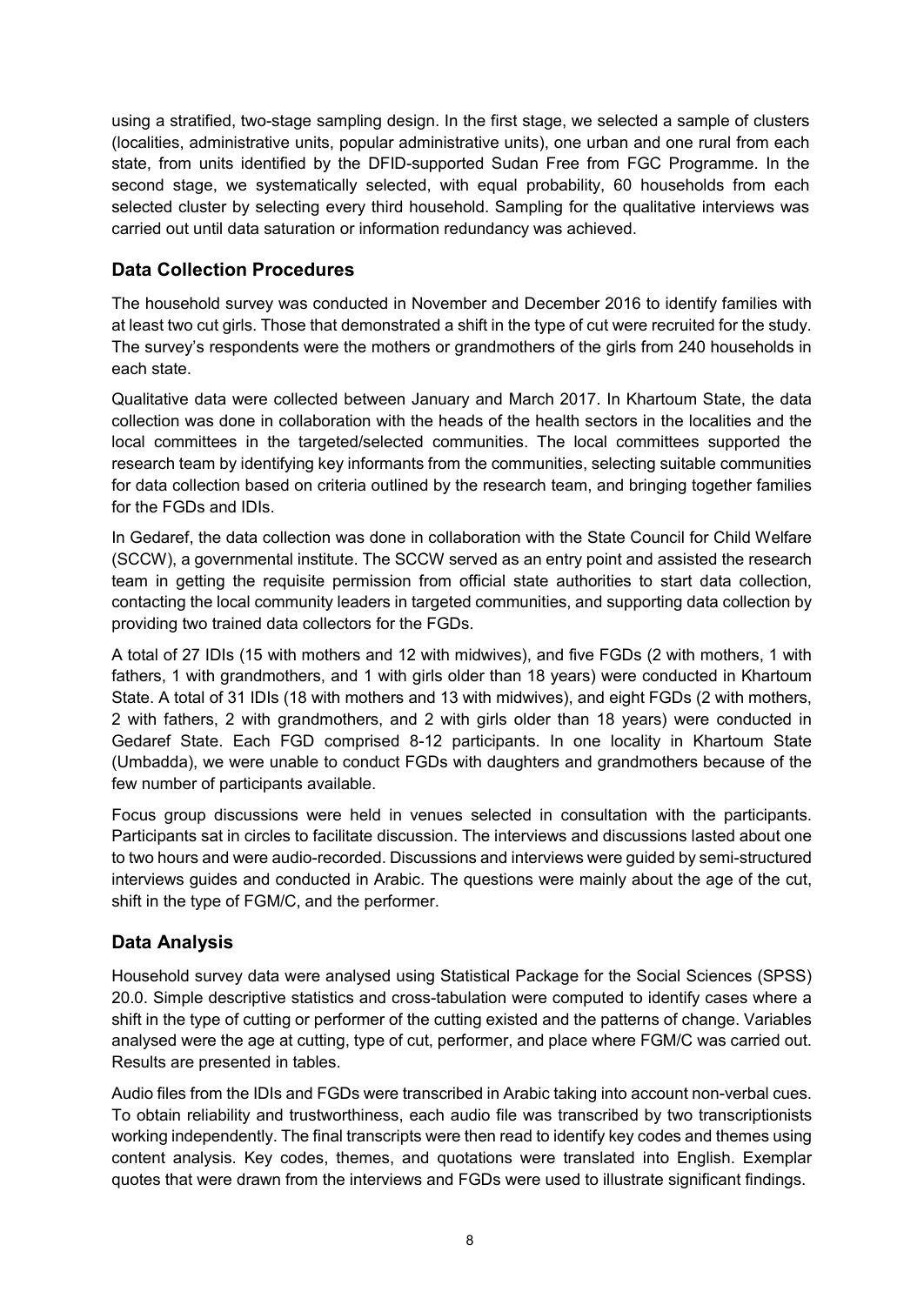using a stratified, two-stage sampling design. In the first stage, we selected a sample of clusters (localities, administrative units, popular administrative units), one urban and one rural from each state, from units identified by the DFID-supported Sudan Free from FGC Programme. In the second stage, we systematically selected, with equal probability, 60 households from each selected cluster by selecting every third household. Sampling for the qualitative interviews was carried out until data saturation or information redundancy was achieved.

## Data Collection Procedures

The household survey was conducted in November and December 2016 to identify families with at least two cut girls. Those that demonstrated a shift in the type of cut were recruited for the study. The survey's respondents were the mothers or grandmothers of the girls from 240 households in each state.

Qualitative data were collected between January and March 2017. In Khartoum State, the data collection was done in collaboration with the heads of the health sectors in the localities and the local committees in the targeted/selected communities. The local committees supported the research team by identifying key informants from the communities, selecting suitable communities for data collection based on criteria outlined by the research team, and bringing together families for the FGDs and IDIs.

In Gedaref, the data collection was done in collaboration with the State Council for Child Welfare (SCCW), a governmental institute. The SCCW served as an entry point and assisted the research team in getting the requisite permission from official state authorities to start data collection, contacting the local community leaders in targeted communities, and supporting data collection by providing two trained data collectors for the FGDs.

A total of 27 IDIs (15 with mothers and 12 with midwives), and five FGDs (2 with mothers, 1 with fathers, 1 with grandmothers, and 1 with girls older than 18 years) were conducted in Khartoum State. A total of 31 IDIs (18 with mothers and 13 with midwives), and eight FGDs (2 with mothers, 2 with fathers, 2 with grandmothers, and 2 with girls older than 18 years) were conducted in Gedaref State. Each FGD comprised 8-12 participants. In one locality in Khartoum State (Umbadda), we were unable to conduct FGDs with daughters and grandmothers because of the few number of participants available.

Focus group discussions were held in venues selected in consultation with the participants. Participants sat in circles to facilitate discussion. The interviews and discussions lasted about one to two hours and were audio-recorded. Discussions and interviews were guided by semi-structured interviews guides and conducted in Arabic. The questions were mainly about the age of the cut, shift in the type of FGM/C, and the performer.

## Data Analysis

Household survey data were analysed using Statistical Package for the Social Sciences (SPSS) 20.0. Simple descriptive statistics and cross-tabulation were computed to identify cases where a shift in the type of cutting or performer of the cutting existed and the patterns of change. Variables analysed were the age at cutting, type of cut, performer, and place where FGM/C was carried out. Results are presented in tables.

Audio files from the IDIs and FGDs were transcribed in Arabic taking into account non-verbal cues. To obtain reliability and trustworthiness, each audio file was transcribed by two transcriptionists working independently. The final transcripts were then read to identify key codes and themes using content analysis. Key codes, themes, and quotations were translated into English. Exemplar quotes that were drawn from the interviews and FGDs were used to illustrate significant findings.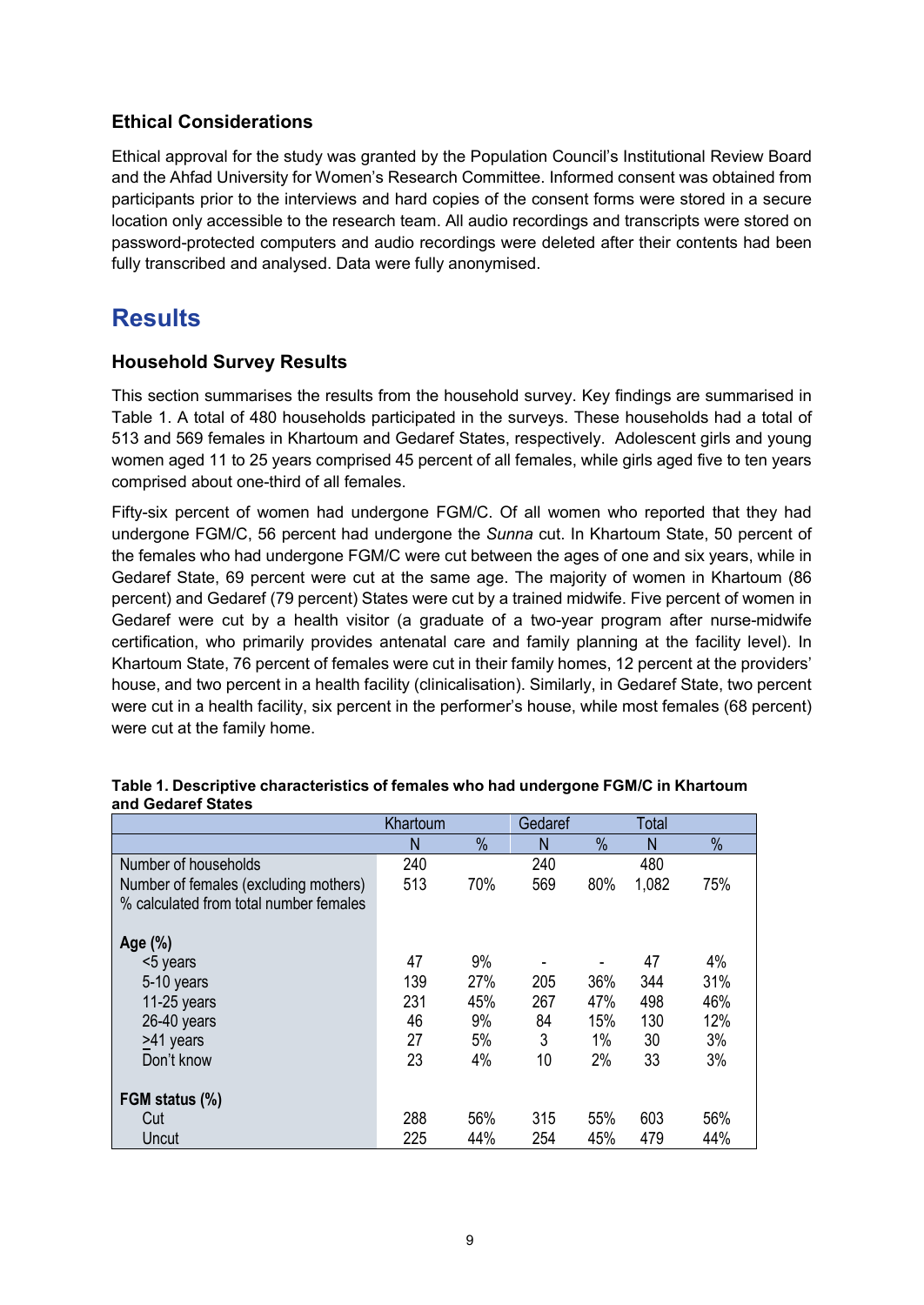### Ethical Considerations

Ethical approval for the study was granted by the Population Council's Institutional Review Board and the Ahfad University for Women's Research Committee. Informed consent was obtained from participants prior to the interviews and hard copies of the consent forms were stored in a secure location only accessible to the research team. All audio recordings and transcripts were stored on password-protected computers and audio recordings were deleted after their contents had been fully transcribed and analysed. Data were fully anonymised.

## Results

### Household Survey Results

This section summarises the results from the household survey. Key findings are summarised in Table 1. A total of 480 households participated in the surveys. These households had a total of 513 and 569 females in Khartoum and Gedaref States, respectively. Adolescent girls and young women aged 11 to 25 years comprised 45 percent of all females, while girls aged five to ten years comprised about one-third of all females.

Fifty-six percent of women had undergone FGM/C. Of all women who reported that they had undergone FGM/C, 56 percent had undergone the *Sunna* cut. In Khartoum State, 50 percent of the females who had undergone FGM/C were cut between the ages of one and six years, while in Gedaref State, 69 percent were cut at the same age. The majority of women in Khartoum (86 percent) and Gedaref (79 percent) States were cut by a trained midwife. Five percent of women in Gedaref were cut by a health visitor (a graduate of a two-year program after nurse-midwife certification, who primarily provides antenatal care and family planning at the facility level). In Khartoum State, 76 percent of females were cut in their family homes, 12 percent at the providers' house, and two percent in a health facility (clinicalisation). Similarly, in Gedaref State, two percent were cut in a health facility, six percent in the performer's house, while most females (68 percent) were cut at the family home.

**Table 1. Descriptive characteristics of females who had undergone FGM/C in Khartoum and Gedaref States**

| | Khartoum | | Gedaref | | Total | |
|---|---|---|---|---|---|---|
| | N | % | N | % | N | % |
| Number of households | 240 | | 240 | | 480 | |
| Number of females (excluding mothers) % calculated from total number females | 513 | 70% | 569 | 80% | 1,082 | 75% |
| **Age (%)** | | | | | | |
| <5 years | 47 | 9% | - | - | 47 | 4% |
| 5-10 years | 139 | 27% | 205 | 36% | 344 | 31% |
| 11-25 years | 231 | 45% | 267 | 47% | 498 | 46% |
| 26-40 years | 46 | 9% | 84 | 15% | 130 | 12% |
| >41 years | 27 | 5% | 3 | 1% | 30 | 3% |
| Don't know | 23 | 4% | 10 | 2% | 33 | 3% |
| **FGM status (%)** | | | | | | |
| Cut | 288 | 56% | 315 | 55% | 603 | 56% |
| Uncut | 225 | 44% | 254 | 45% | 479 | 44% |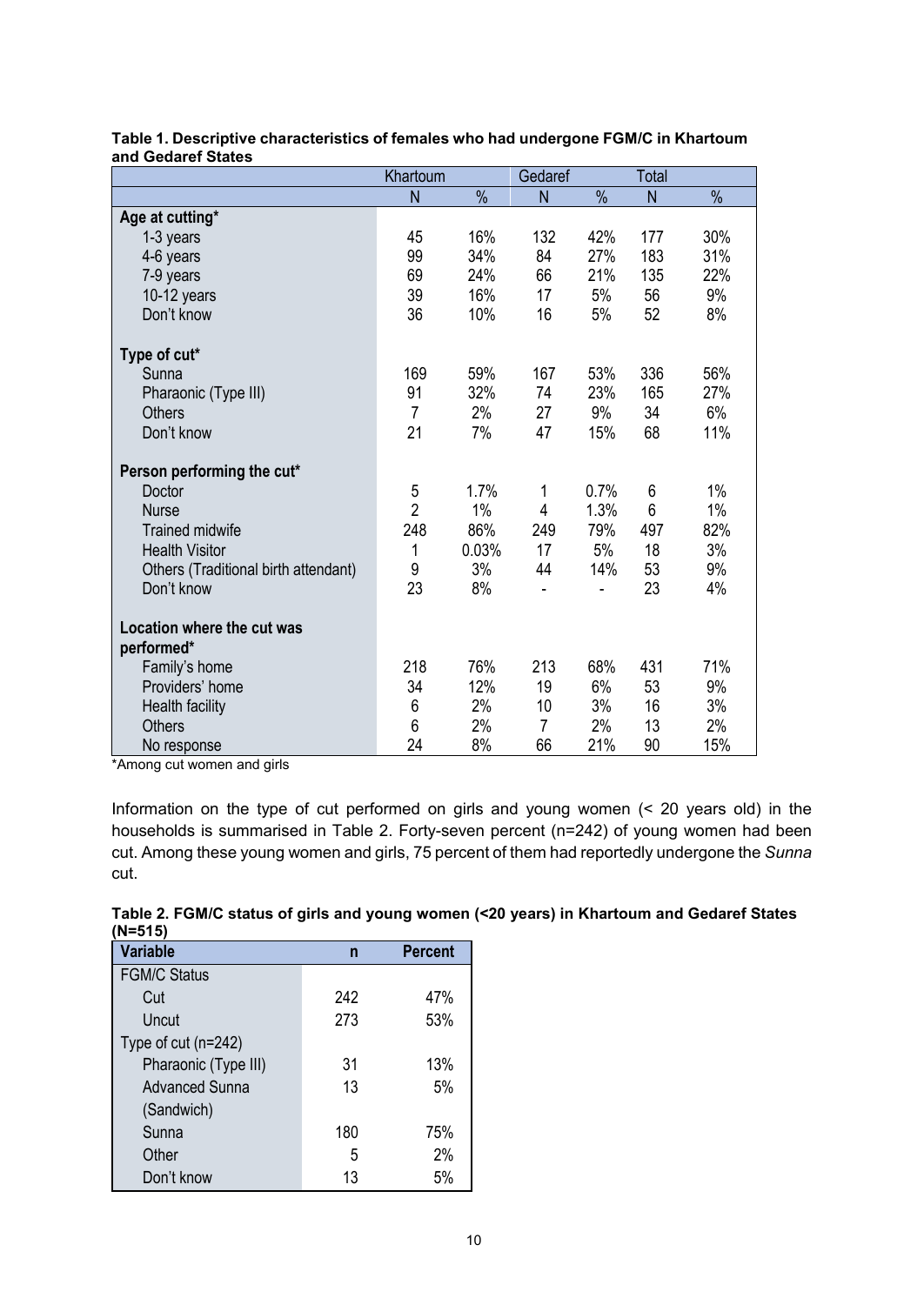**Table 1. Descriptive characteristics of females who had undergone FGM/C in Khartoum and Gedaref States**

| | Khartoum | | Gedaref | | Total | |
|---|---|---|---|---|---|---|
| | N | % | N | % | N | % |
| **Age at cutting*** | | | | | | |
| 1-3 years | 45 | 16% | 132 | 42% | 177 | 30% |
| 4-6 years | 99 | 34% | 84 | 27% | 183 | 31% |
| 7-9 years | 69 | 24% | 66 | 21% | 135 | 22% |
| 10-12 years | 39 | 16% | 17 | 5% | 56 | 9% |
| Don't know | 36 | 10% | 16 | 5% | 52 | 8% |
| **Type of cut*** | | | | | | |
| Sunna | 169 | 59% | 167 | 53% | 336 | 56% |
| Pharaonic (Type III) | 91 | 32% | 74 | 23% | 165 | 27% |
| Others | 7 | 2% | 27 | 9% | 34 | 6% |
| Don't know | 21 | 7% | 47 | 15% | 68 | 11% |
| **Person performing the cut*** | | | | | | |
| Doctor | 5 | 1.7% | 1 | 0.7% | 6 | 1% |
| Nurse | 2 | 1% | 4 | 1.3% | 6 | 1% |
| Trained midwife | 248 | 86% | 249 | 79% | 497 | 82% |
| Health Visitor | 1 | 0.03% | 17 | 5% | 18 | 3% |
| Others (Traditional birth attendant) | 9 | 3% | 44 | 14% | 53 | 9% |
| Don't know | 23 | 8% | - | - | 23 | 4% |
| **Location where the cut was performed*** | | | | | | |
| Family's home | 218 | 76% | 213 | 68% | 431 | 71% |
| Providers' home | 34 | 12% | 19 | 6% | 53 | 9% |
| Health facility | 6 | 2% | 10 | 3% | 16 | 3% |
| Others | 6 | 2% | 7 | 2% | 13 | 2% |
| No response | 24 | 8% | 66 | 21% | 90 | 15% |

*Among cut women and girls

Information on the type of cut performed on girls and young women (< 20 years old) in the households is summarised in Table 2. Forty-seven percent (n=242) of young women had been cut. Among these young women and girls, 75 percent of them had reportedly undergone the *Sunna* cut.

**Table 2. FGM/C status of girls and young women (<20 years) in Khartoum and Gedaref States (N=515)**

| Variable | n | Percent |
|---|---|---|
| FGM/C Status | | |
| Cut | 242 | 47% |
| Uncut | 273 | 53% |
| Type of cut (n=242) | | |
| Pharaonic (Type III) | 31 | 13% |
| Advanced Sunna (Sandwich) | 13 | 5% |
| Sunna | 180 | 75% |
| Other | 5 | 2% |
| Don't know | 13 | 5% |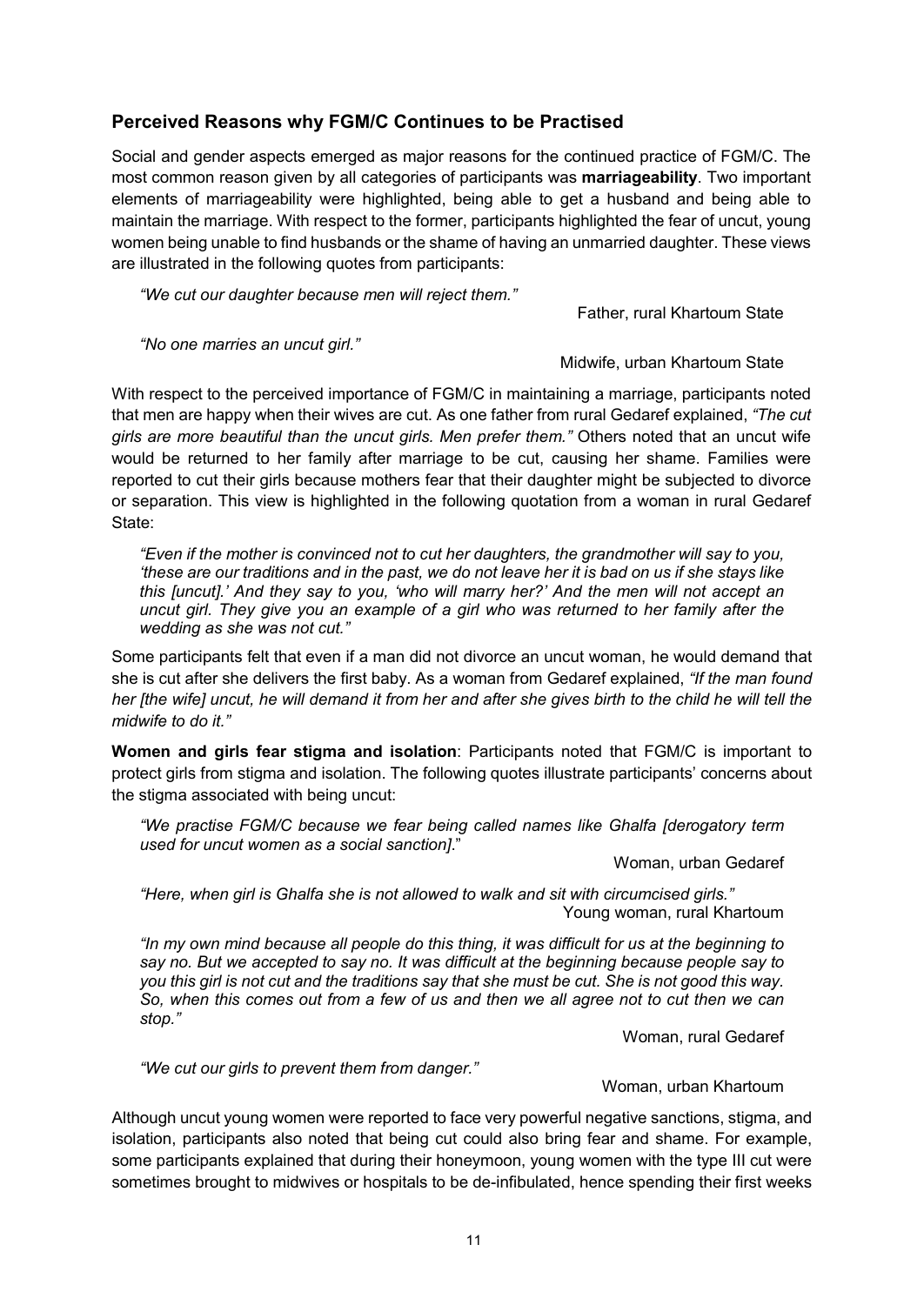## Perceived Reasons why FGM/C Continues to be Practised

Social and gender aspects emerged as major reasons for the continued practice of FGM/C. The most common reason given by all categories of participants was **marriageability**. Two important elements of marriageability were highlighted, being able to get a husband and being able to maintain the marriage. With respect to the former, participants highlighted the fear of uncut, young women being unable to find husbands or the shame of having an unmarried daughter. These views are illustrated in the following quotes from participants:

> *"We cut our daughter because men will reject them."*
>
> Father, rural Khartoum State

> *"No one marries an uncut girl."*
>
> Midwife, urban Khartoum State

With respect to the perceived importance of FGM/C in maintaining a marriage, participants noted that men are happy when their wives are cut. As one father from rural Gedaref explained, *"The cut girls are more beautiful than the uncut girls. Men prefer them."* Others noted that an uncut wife would be returned to her family after marriage to be cut, causing her shame. Families were reported to cut their girls because mothers fear that their daughter might be subjected to divorce or separation. This view is highlighted in the following quotation from a woman in rural Gedaref State:

> *"Even if the mother is convinced not to cut her daughters, the grandmother will say to you, 'these are our traditions and in the past, we do not leave her it is bad on us if she stays like this [uncut].' And they say to you, 'who will marry her?' And the men will not accept an uncut girl. They give you an example of a girl who was returned to her family after the wedding as she was not cut."*

Some participants felt that even if a man did not divorce an uncut woman, he would demand that she is cut after she delivers the first baby. As a woman from Gedaref explained, *"If the man found her [the wife] uncut, he will demand it from her and after she gives birth to the child he will tell the midwife to do it."*

**Women and girls fear stigma and isolation**: Participants noted that FGM/C is important to protect girls from stigma and isolation. The following quotes illustrate participants' concerns about the stigma associated with being uncut:

> *"We practise FGM/C because we fear being called names like Ghalfa [derogatory term used for uncut women as a social sanction]*."
>
> Woman, urban Gedaref

> *"Here, when girl is Ghalfa she is not allowed to walk and sit with circumcised girls."*
>
> Young woman, rural Khartoum

> *"In my own mind because all people do this thing, it was difficult for us at the beginning to say no. But we accepted to say no. It was difficult at the beginning because people say to you this girl is not cut and the traditions say that she must be cut. She is not good this way. So, when this comes out from a few of us and then we all agree not to cut then we can stop."*
>
> Woman, rural Gedaref

> *"We cut our girls to prevent them from danger."*
>
> Woman, urban Khartoum

Although uncut young women were reported to face very powerful negative sanctions, stigma, and isolation, participants also noted that being cut could also bring fear and shame. For example, some participants explained that during their honeymoon, young women with the type III cut were sometimes brought to midwives or hospitals to be de-infibulated, hence spending their first weeks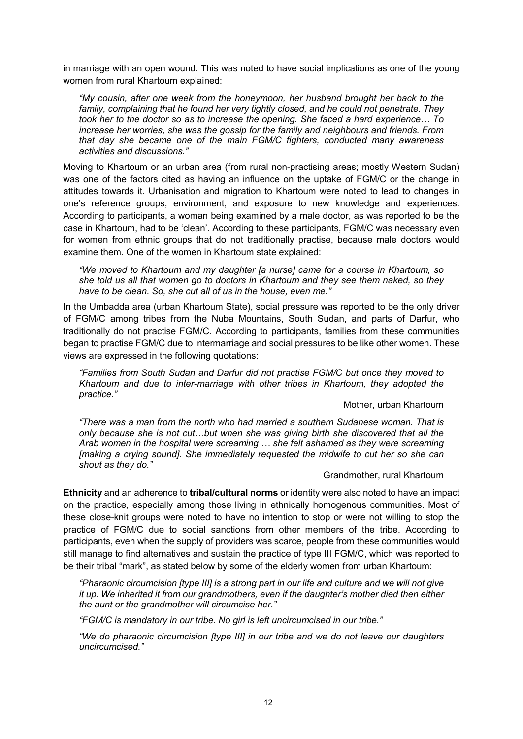in marriage with an open wound. This was noted to have social implications as one of the young women from rural Khartoum explained:

> *"My cousin, after one week from the honeymoon, her husband brought her back to the family, complaining that he found her very tightly closed, and he could not penetrate. They took her to the doctor so as to increase the opening. She faced a hard experience… To increase her worries, she was the gossip for the family and neighbours and friends. From that day she became one of the main FGM/C fighters, conducted many awareness activities and discussions."*

Moving to Khartoum or an urban area (from rural non-practising areas; mostly Western Sudan) was one of the factors cited as having an influence on the uptake of FGM/C or the change in attitudes towards it. Urbanisation and migration to Khartoum were noted to lead to changes in one's reference groups, environment, and exposure to new knowledge and experiences. According to participants, a woman being examined by a male doctor, as was reported to be the case in Khartoum, had to be 'clean'. According to these participants, FGM/C was necessary even for women from ethnic groups that do not traditionally practise, because male doctors would examine them. One of the women in Khartoum state explained:

> *"We moved to Khartoum and my daughter [a nurse] came for a course in Khartoum, so she told us all that women go to doctors in Khartoum and they see them naked, so they have to be clean. So, she cut all of us in the house, even me."*

In the Umbadda area (urban Khartoum State), social pressure was reported to be the only driver of FGM/C among tribes from the Nuba Mountains, South Sudan, and parts of Darfur, who traditionally do not practise FGM/C. According to participants, families from these communities began to practise FGM/C due to intermarriage and social pressures to be like other women. These views are expressed in the following quotations:

> *"Families from South Sudan and Darfur did not practise FGM/C but once they moved to Khartoum and due to inter-marriage with other tribes in Khartoum, they adopted the practice."*
>
> Mother, urban Khartoum

> *"There was a man from the north who had married a southern Sudanese woman. That is only because she is not cut…but when she was giving birth she discovered that all the Arab women in the hospital were screaming … she felt ashamed as they were screaming [making a crying sound]. She immediately requested the midwife to cut her so she can shout as they do."*
>
> Grandmother, rural Khartoum

**Ethnicity** and an adherence to **tribal/cultural norms** or identity were also noted to have an impact on the practice, especially among those living in ethnically homogenous communities. Most of these close-knit groups were noted to have no intention to stop or were not willing to stop the practice of FGM/C due to social sanctions from other members of the tribe. According to participants, even when the supply of providers was scarce, people from these communities would still manage to find alternatives and sustain the practice of type III FGM/C, which was reported to be their tribal "mark", as stated below by some of the elderly women from urban Khartoum:

> *"Pharaonic circumcision [type III] is a strong part in our life and culture and we will not give it up. We inherited it from our grandmothers, even if the daughter's mother died then either the aunt or the grandmother will circumcise her."*

> *"FGM/C is mandatory in our tribe. No girl is left uncircumcised in our tribe."*

> *"We do pharaonic circumcision [type III] in our tribe and we do not leave our daughters uncircumcised."*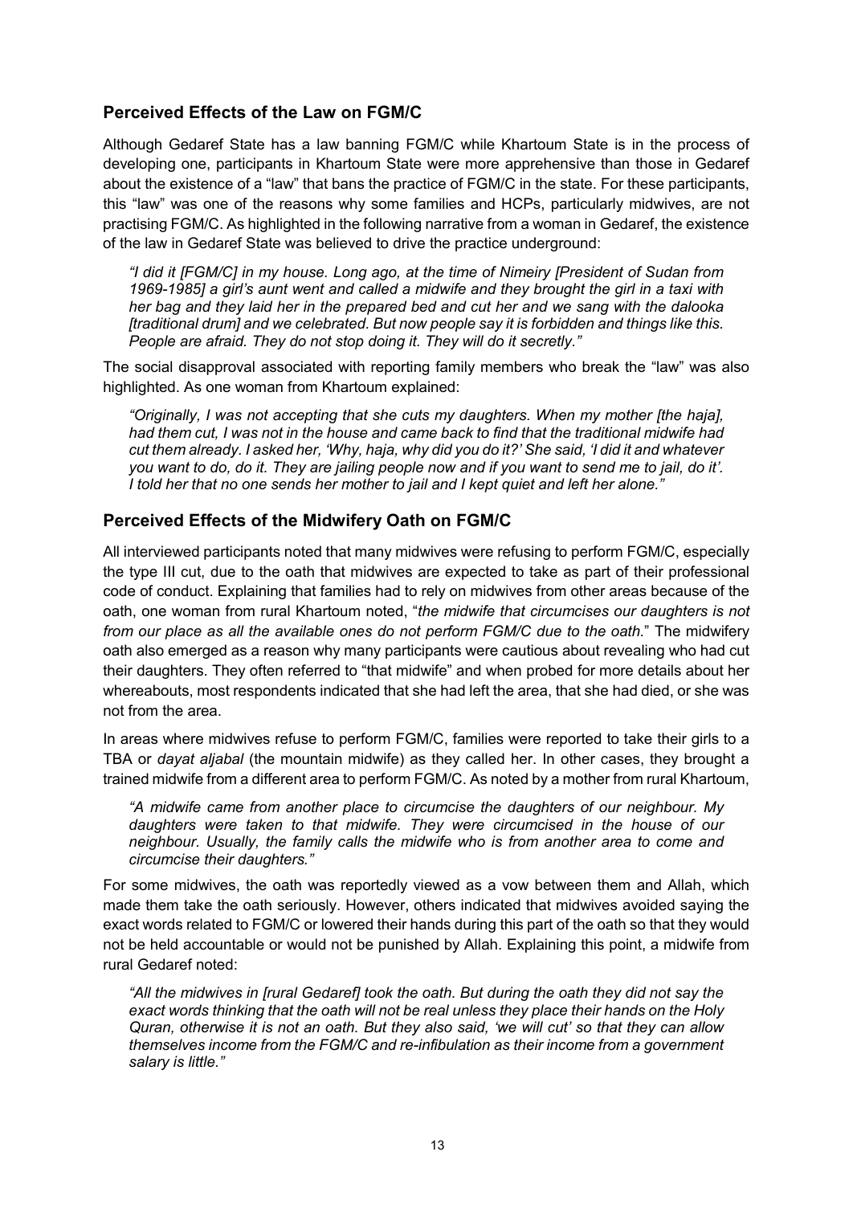## Perceived Effects of the Law on FGM/C

Although Gedaref State has a law banning FGM/C while Khartoum State is in the process of developing one, participants in Khartoum State were more apprehensive than those in Gedaref about the existence of a "law" that bans the practice of FGM/C in the state. For these participants, this "law" was one of the reasons why some families and HCPs, particularly midwives, are not practising FGM/C. As highlighted in the following narrative from a woman in Gedaref, the existence of the law in Gedaref State was believed to drive the practice underground:

> *"I did it [FGM/C] in my house. Long ago, at the time of Nimeiry [President of Sudan from 1969-1985] a girl's aunt went and called a midwife and they brought the girl in a taxi with her bag and they laid her in the prepared bed and cut her and we sang with the dalooka [traditional drum] and we celebrated. But now people say it is forbidden and things like this. People are afraid. They do not stop doing it. They will do it secretly."*

The social disapproval associated with reporting family members who break the "law" was also highlighted. As one woman from Khartoum explained:

> *"Originally, I was not accepting that she cuts my daughters. When my mother [the haja], had them cut, I was not in the house and came back to find that the traditional midwife had cut them already. I asked her, 'Why, haja, why did you do it?' She said, 'I did it and whatever you want to do, do it. They are jailing people now and if you want to send me to jail, do it'. I told her that no one sends her mother to jail and I kept quiet and left her alone."*

## Perceived Effects of the Midwifery Oath on FGM/C

All interviewed participants noted that many midwives were refusing to perform FGM/C, especially the type III cut, due to the oath that midwives are expected to take as part of their professional code of conduct. Explaining that families had to rely on midwives from other areas because of the oath, one woman from rural Khartoum noted, "*the midwife that circumcises our daughters is not from our place as all the available ones do not perform FGM/C due to the oath.*" The midwifery oath also emerged as a reason why many participants were cautious about revealing who had cut their daughters. They often referred to "that midwife" and when probed for more details about her whereabouts, most respondents indicated that she had left the area, that she had died, or she was not from the area.

In areas where midwives refuse to perform FGM/C, families were reported to take their girls to a TBA or *dayat aljabal* (the mountain midwife) as they called her. In other cases, they brought a trained midwife from a different area to perform FGM/C. As noted by a mother from rural Khartoum,

> *"A midwife came from another place to circumcise the daughters of our neighbour. My daughters were taken to that midwife. They were circumcised in the house of our neighbour. Usually, the family calls the midwife who is from another area to come and circumcise their daughters."*

For some midwives, the oath was reportedly viewed as a vow between them and Allah, which made them take the oath seriously. However, others indicated that midwives avoided saying the exact words related to FGM/C or lowered their hands during this part of the oath so that they would not be held accountable or would not be punished by Allah. Explaining this point, a midwife from rural Gedaref noted:

> *"All the midwives in [rural Gedaref] took the oath. But during the oath they did not say the exact words thinking that the oath will not be real unless they place their hands on the Holy Quran, otherwise it is not an oath. But they also said, 'we will cut' so that they can allow themselves income from the FGM/C and re-infibulation as their income from a government salary is little."*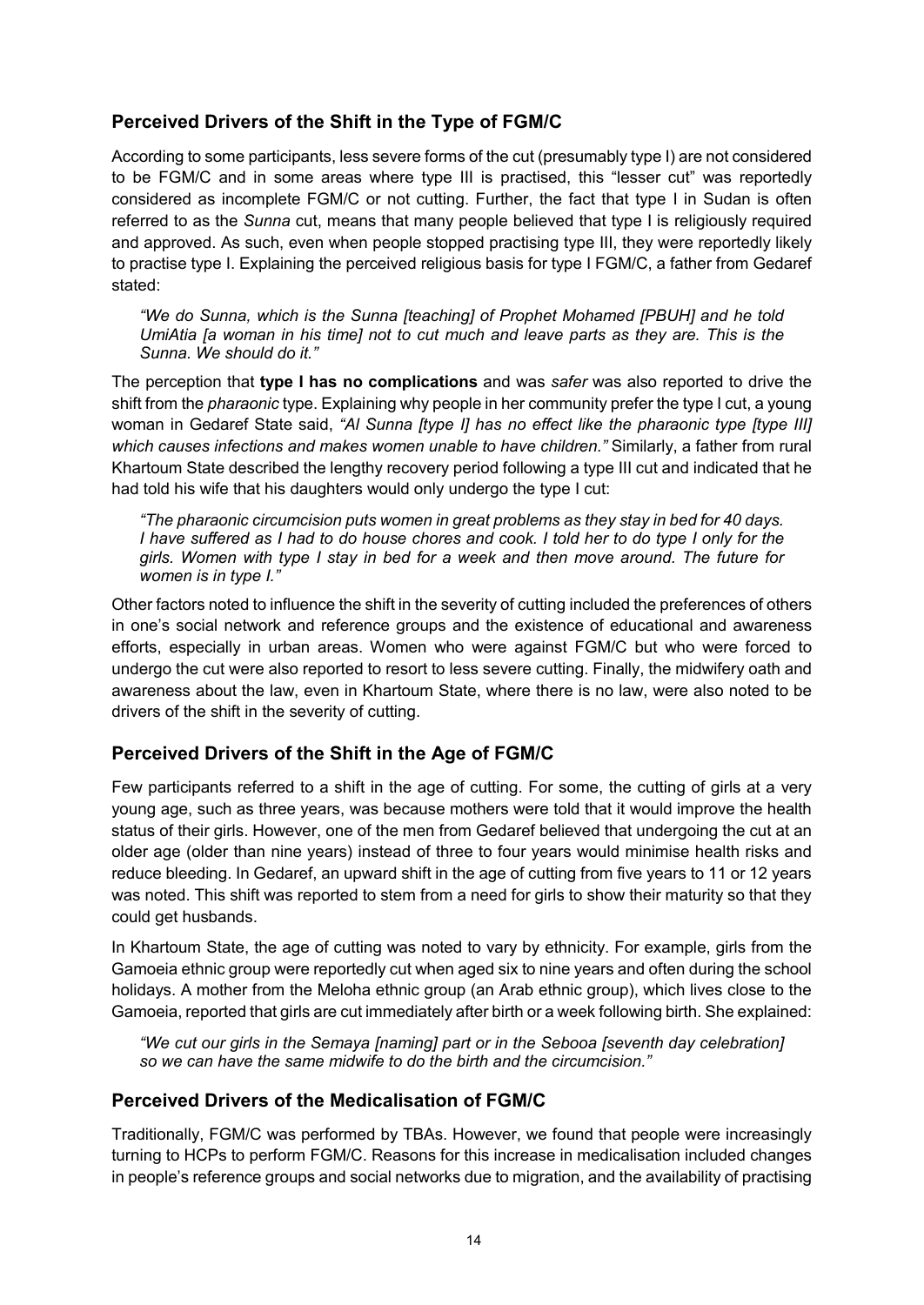## Perceived Drivers of the Shift in the Type of FGM/C

According to some participants, less severe forms of the cut (presumably type I) are not considered to be FGM/C and in some areas where type III is practised, this "lesser cut" was reportedly considered as incomplete FGM/C or not cutting. Further, the fact that type I in Sudan is often referred to as the *Sunna* cut, means that many people believed that type I is religiously required and approved. As such, even when people stopped practising type III, they were reportedly likely to practise type I. Explaining the perceived religious basis for type I FGM/C, a father from Gedaref stated:

> *"We do Sunna, which is the Sunna [teaching] of Prophet Mohamed [PBUH] and he told UmiAtia [a woman in his time] not to cut much and leave parts as they are. This is the Sunna. We should do it."*

The perception that **type I has no complications** and was *safer* was also reported to drive the shift from the *pharaonic* type. Explaining why people in her community prefer the type I cut, a young woman in Gedaref State said, *"Al Sunna [type I] has no effect like the pharaonic type [type III] which causes infections and makes women unable to have children."* Similarly, a father from rural Khartoum State described the lengthy recovery period following a type III cut and indicated that he had told his wife that his daughters would only undergo the type I cut:

> *"The pharaonic circumcision puts women in great problems as they stay in bed for 40 days. I have suffered as I had to do house chores and cook. I told her to do type I only for the girls. Women with type I stay in bed for a week and then move around. The future for women is in type I."*

Other factors noted to influence the shift in the severity of cutting included the preferences of others in one's social network and reference groups and the existence of educational and awareness efforts, especially in urban areas. Women who were against FGM/C but who were forced to undergo the cut were also reported to resort to less severe cutting. Finally, the midwifery oath and awareness about the law, even in Khartoum State, where there is no law, were also noted to be drivers of the shift in the severity of cutting.

## Perceived Drivers of the Shift in the Age of FGM/C

Few participants referred to a shift in the age of cutting. For some, the cutting of girls at a very young age, such as three years, was because mothers were told that it would improve the health status of their girls. However, one of the men from Gedaref believed that undergoing the cut at an older age (older than nine years) instead of three to four years would minimise health risks and reduce bleeding. In Gedaref, an upward shift in the age of cutting from five years to 11 or 12 years was noted. This shift was reported to stem from a need for girls to show their maturity so that they could get husbands.

In Khartoum State, the age of cutting was noted to vary by ethnicity. For example, girls from the Gamoeia ethnic group were reportedly cut when aged six to nine years and often during the school holidays. A mother from the Meloha ethnic group (an Arab ethnic group), which lives close to the Gamoeia, reported that girls are cut immediately after birth or a week following birth. She explained:

> *"We cut our girls in the Semaya [naming] part or in the Sebooa [seventh day celebration] so we can have the same midwife to do the birth and the circumcision."*

## Perceived Drivers of the Medicalisation of FGM/C

Traditionally, FGM/C was performed by TBAs. However, we found that people were increasingly turning to HCPs to perform FGM/C. Reasons for this increase in medicalisation included changes in people's reference groups and social networks due to migration, and the availability of practising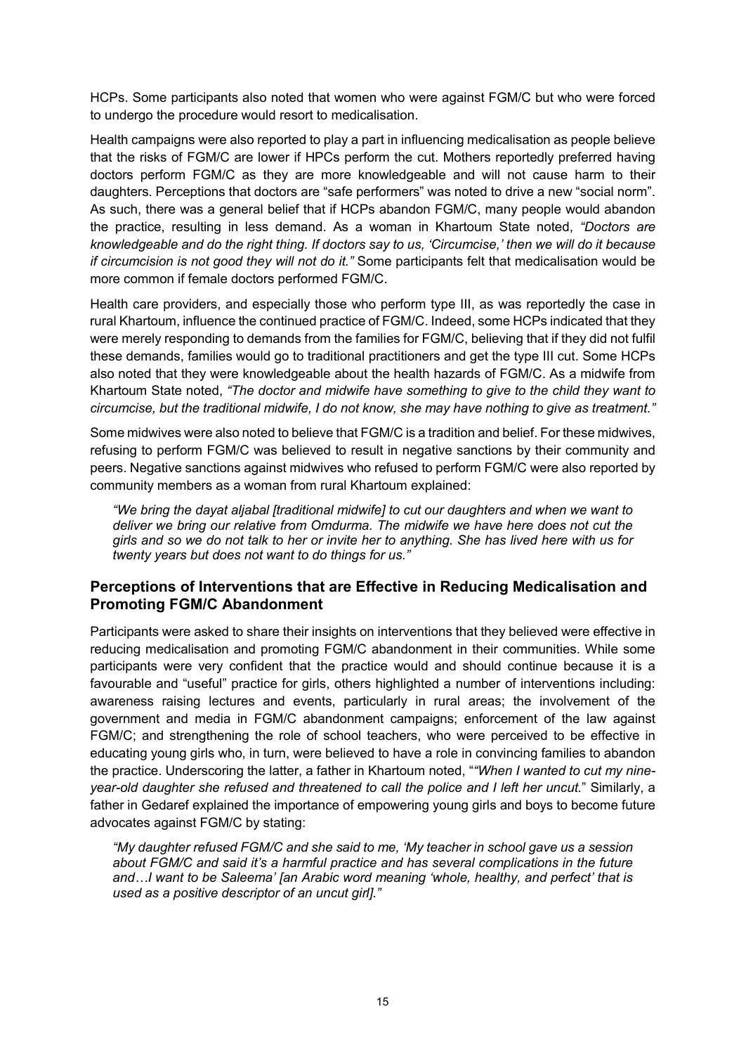HCPs. Some participants also noted that women who were against FGM/C but who were forced to undergo the procedure would resort to medicalisation.

Health campaigns were also reported to play a part in influencing medicalisation as people believe that the risks of FGM/C are lower if HPCs perform the cut. Mothers reportedly preferred having doctors perform FGM/C as they are more knowledgeable and will not cause harm to their daughters. Perceptions that doctors are "safe performers" was noted to drive a new "social norm". As such, there was a general belief that if HCPs abandon FGM/C, many people would abandon the practice, resulting in less demand. As a woman in Khartoum State noted, *"Doctors are knowledgeable and do the right thing. If doctors say to us, 'Circumcise,' then we will do it because if circumcision is not good they will not do it."* Some participants felt that medicalisation would be more common if female doctors performed FGM/C.

Health care providers, and especially those who perform type III, as was reportedly the case in rural Khartoum, influence the continued practice of FGM/C. Indeed, some HCPs indicated that they were merely responding to demands from the families for FGM/C, believing that if they did not fulfil these demands, families would go to traditional practitioners and get the type III cut. Some HCPs also noted that they were knowledgeable about the health hazards of FGM/C. As a midwife from Khartoum State noted, *"The doctor and midwife have something to give to the child they want to circumcise, but the traditional midwife, I do not know, she may have nothing to give as treatment."*

Some midwives were also noted to believe that FGM/C is a tradition and belief. For these midwives, refusing to perform FGM/C was believed to result in negative sanctions by their community and peers. Negative sanctions against midwives who refused to perform FGM/C were also reported by community members as a woman from rural Khartoum explained:

> *"We bring the dayat aljabal [traditional midwife] to cut our daughters and when we want to deliver we bring our relative from Omdurma. The midwife we have here does not cut the girls and so we do not talk to her or invite her to anything. She has lived here with us for twenty years but does not want to do things for us."*

## Perceptions of Interventions that are Effective in Reducing Medicalisation and Promoting FGM/C Abandonment

Participants were asked to share their insights on interventions that they believed were effective in reducing medicalisation and promoting FGM/C abandonment in their communities. While some participants were very confident that the practice would and should continue because it is a favourable and "useful" practice for girls, others highlighted a number of interventions including: awareness raising lectures and events, particularly in rural areas; the involvement of the government and media in FGM/C abandonment campaigns; enforcement of the law against FGM/C; and strengthening the role of school teachers, who were perceived to be effective in educating young girls who, in turn, were believed to have a role in convincing families to abandon the practice. Underscoring the latter, a father in Khartoum noted, "*"When I wanted to cut my nine-year-old daughter she refused and threatened to call the police and I left her uncut.*" Similarly, a father in Gedaref explained the importance of empowering young girls and boys to become future advocates against FGM/C by stating:

> *"My daughter refused FGM/C and she said to me, 'My teacher in school gave us a session about FGM/C and said it's a harmful practice and has several complications in the future and…I want to be Saleema' [an Arabic word meaning 'whole, healthy, and perfect' that is used as a positive descriptor of an uncut girl]."*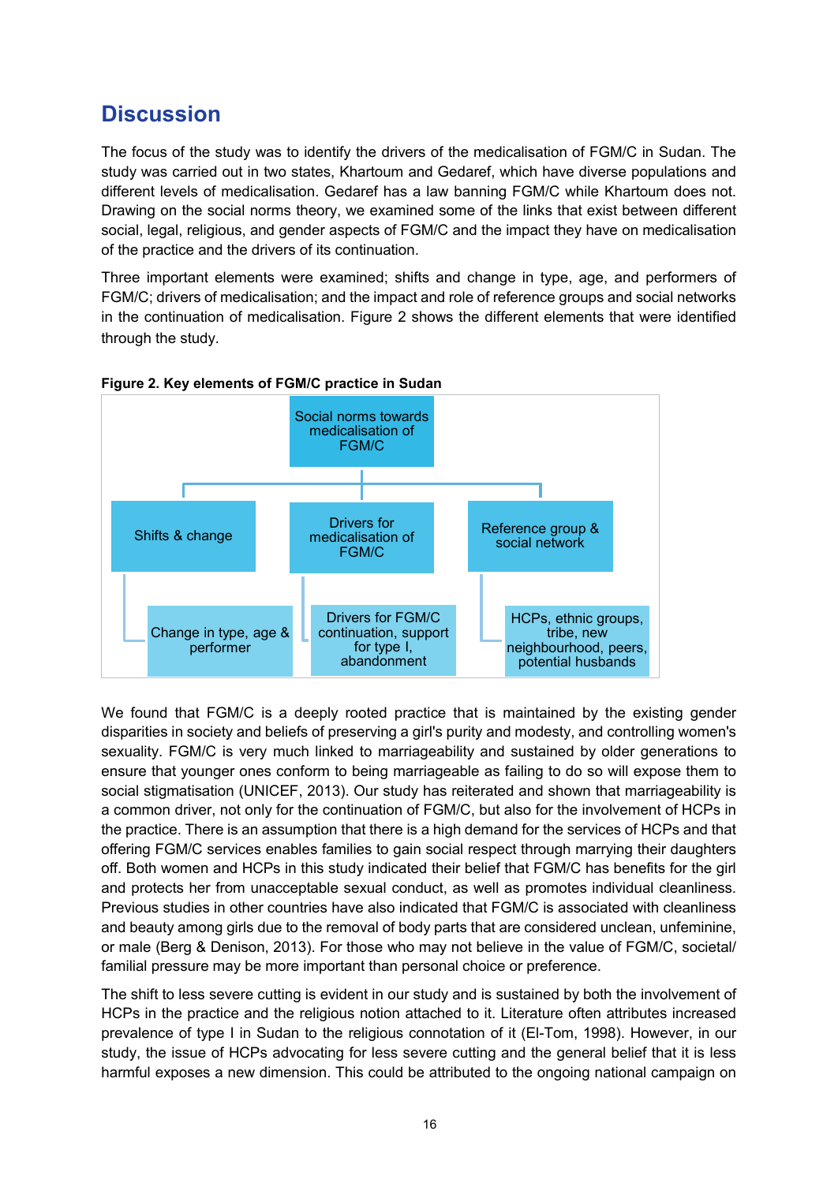## Discussion

The focus of the study was to identify the drivers of the medicalisation of FGM/C in Sudan. The study was carried out in two states, Khartoum and Gedaref, which have diverse populations and different levels of medicalisation. Gedaref has a law banning FGM/C while Khartoum does not. Drawing on the social norms theory, we examined some of the links that exist between different social, legal, religious, and gender aspects of FGM/C and the impact they have on medicalisation of the practice and the drivers of its continuation.

Three important elements were examined; shifts and change in type, age, and performers of FGM/C; drivers of medicalisation; and the impact and role of reference groups and social networks in the continuation of medicalisation. Figure 2 shows the different elements that were identified through the study.

**Figure 2. Key elements of FGM/C practice in Sudan**

- Social norms towards medicalisation of FGM/C
  - Shifts & change
    - Change in type, age & performer
  - Drivers for medicalisation of FGM/C
    - Drivers for FGM/C continuation, support for type I, abandonment
  - Reference group & social network
    - HCPs, ethnic groups, tribe, new neighbourhood, peers, potential husbands

We found that FGM/C is a deeply rooted practice that is maintained by the existing gender disparities in society and beliefs of preserving a girl's purity and modesty, and controlling women's sexuality. FGM/C is very much linked to marriageability and sustained by older generations to ensure that younger ones conform to being marriageable as failing to do so will expose them to social stigmatisation (UNICEF, 2013). Our study has reiterated and shown that marriageability is a common driver, not only for the continuation of FGM/C, but also for the involvement of HCPs in the practice. There is an assumption that there is a high demand for the services of HCPs and that offering FGM/C services enables families to gain social respect through marrying their daughters off. Both women and HCPs in this study indicated their belief that FGM/C has benefits for the girl and protects her from unacceptable sexual conduct, as well as promotes individual cleanliness. Previous studies in other countries have also indicated that FGM/C is associated with cleanliness and beauty among girls due to the removal of body parts that are considered unclean, unfeminine, or male (Berg & Denison, 2013). For those who may not believe in the value of FGM/C, societal/ familial pressure may be more important than personal choice or preference.

The shift to less severe cutting is evident in our study and is sustained by both the involvement of HCPs in the practice and the religious notion attached to it. Literature often attributes increased prevalence of type I in Sudan to the religious connotation of it (El-Tom, 1998). However, in our study, the issue of HCPs advocating for less severe cutting and the general belief that it is less harmful exposes a new dimension. This could be attributed to the ongoing national campaign on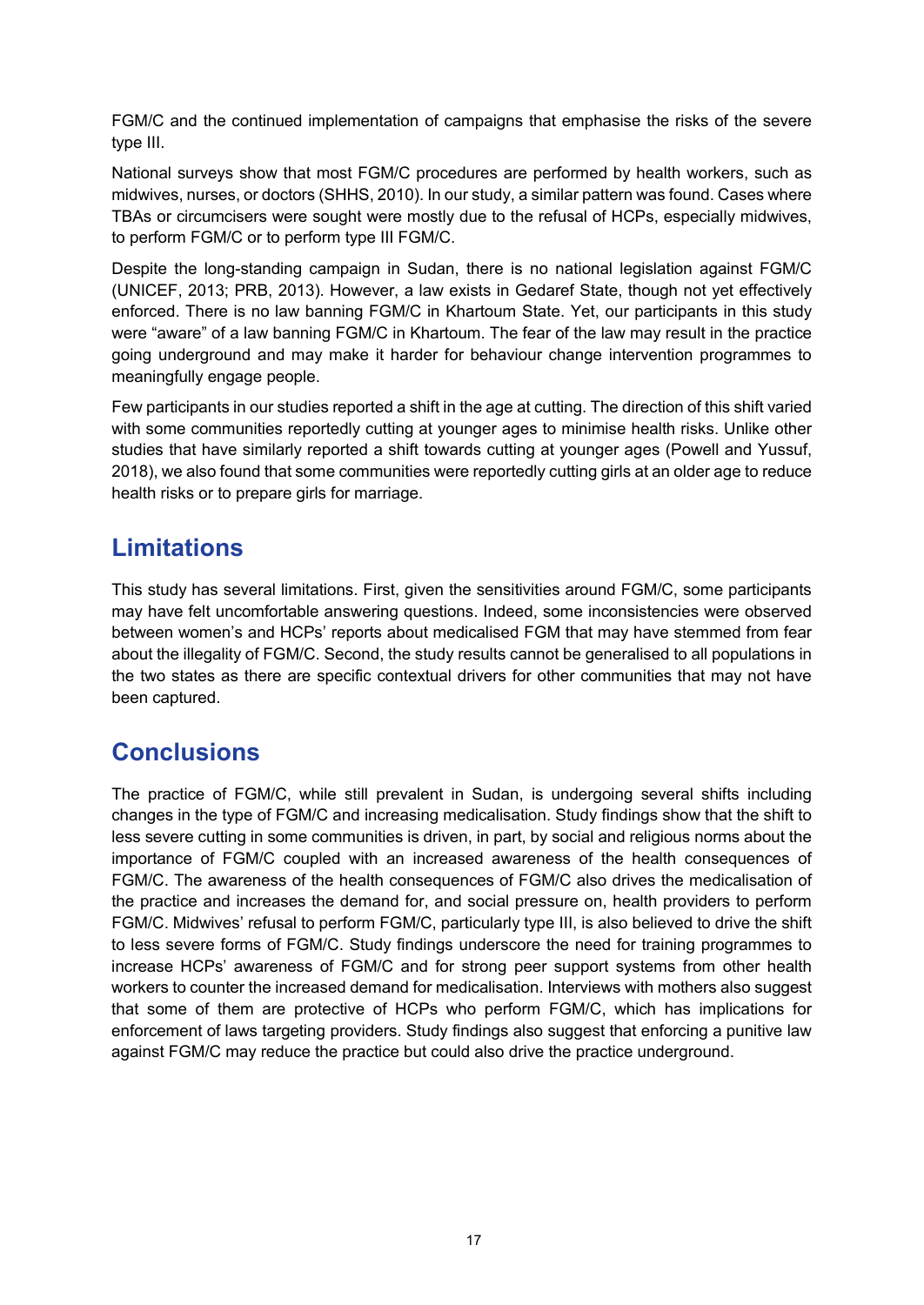FGM/C and the continued implementation of campaigns that emphasise the risks of the severe type III.

National surveys show that most FGM/C procedures are performed by health workers, such as midwives, nurses, or doctors (SHHS, 2010). In our study, a similar pattern was found. Cases where TBAs or circumcisers were sought were mostly due to the refusal of HCPs, especially midwives, to perform FGM/C or to perform type III FGM/C.

Despite the long-standing campaign in Sudan, there is no national legislation against FGM/C (UNICEF, 2013; PRB, 2013). However, a law exists in Gedaref State, though not yet effectively enforced. There is no law banning FGM/C in Khartoum State. Yet, our participants in this study were "aware" of a law banning FGM/C in Khartoum. The fear of the law may result in the practice going underground and may make it harder for behaviour change intervention programmes to meaningfully engage people.

Few participants in our studies reported a shift in the age at cutting. The direction of this shift varied with some communities reportedly cutting at younger ages to minimise health risks. Unlike other studies that have similarly reported a shift towards cutting at younger ages (Powell and Yussuf, 2018), we also found that some communities were reportedly cutting girls at an older age to reduce health risks or to prepare girls for marriage.

## Limitations

This study has several limitations. First, given the sensitivities around FGM/C, some participants may have felt uncomfortable answering questions. Indeed, some inconsistencies were observed between women's and HCPs' reports about medicalised FGM that may have stemmed from fear about the illegality of FGM/C. Second, the study results cannot be generalised to all populations in the two states as there are specific contextual drivers for other communities that may not have been captured.

## Conclusions

The practice of FGM/C, while still prevalent in Sudan, is undergoing several shifts including changes in the type of FGM/C and increasing medicalisation. Study findings show that the shift to less severe cutting in some communities is driven, in part, by social and religious norms about the importance of FGM/C coupled with an increased awareness of the health consequences of FGM/C. The awareness of the health consequences of FGM/C also drives the medicalisation of the practice and increases the demand for, and social pressure on, health providers to perform FGM/C. Midwives' refusal to perform FGM/C, particularly type III, is also believed to drive the shift to less severe forms of FGM/C. Study findings underscore the need for training programmes to increase HCPs' awareness of FGM/C and for strong peer support systems from other health workers to counter the increased demand for medicalisation. Interviews with mothers also suggest that some of them are protective of HCPs who perform FGM/C, which has implications for enforcement of laws targeting providers. Study findings also suggest that enforcing a punitive law against FGM/C may reduce the practice but could also drive the practice underground.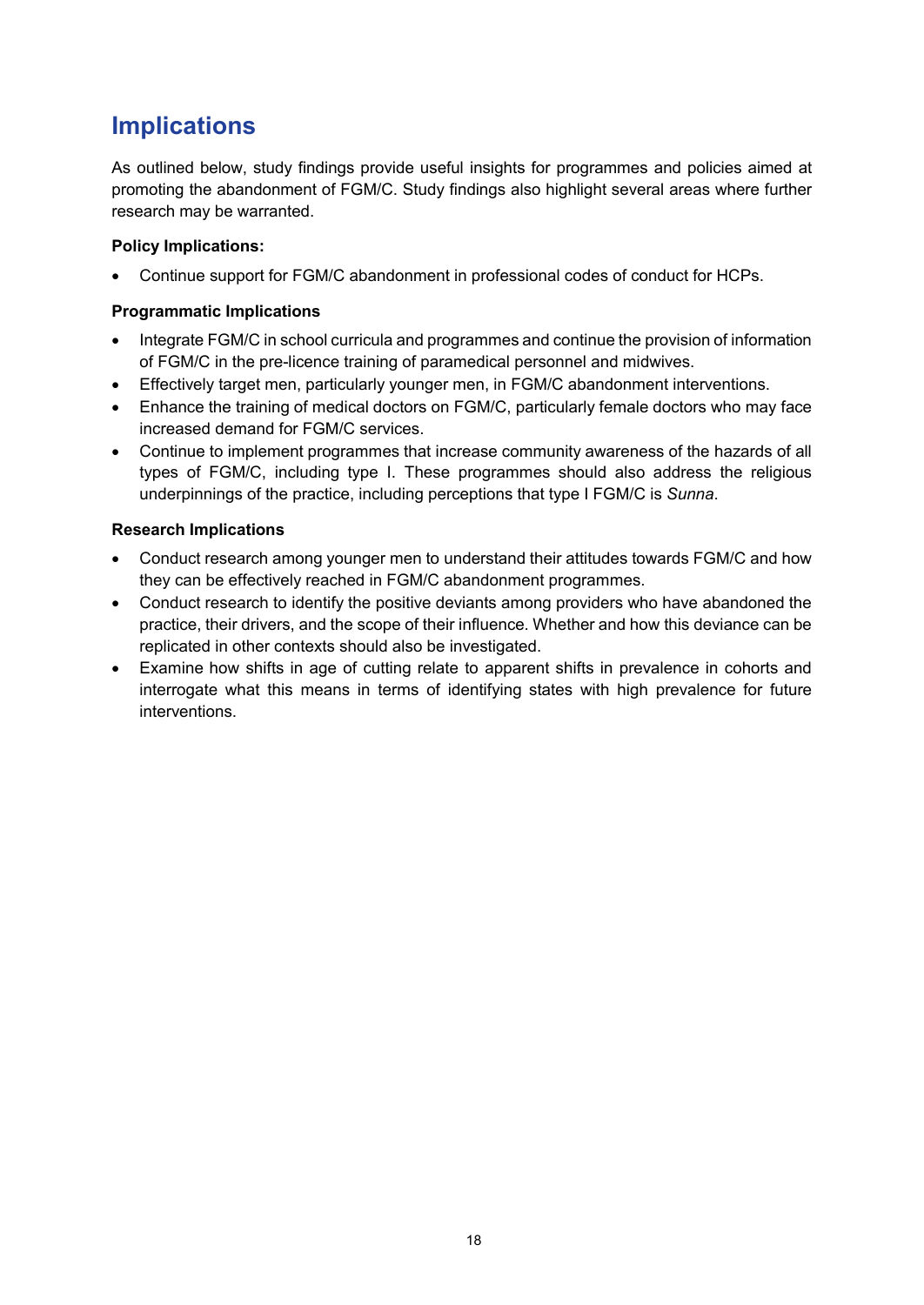## Implications

As outlined below, study findings provide useful insights for programmes and policies aimed at promoting the abandonment of FGM/C. Study findings also highlight several areas where further research may be warranted.

**Policy Implications:**

- Continue support for FGM/C abandonment in professional codes of conduct for HCPs.

**Programmatic Implications**

- Integrate FGM/C in school curricula and programmes and continue the provision of information of FGM/C in the pre-licence training of paramedical personnel and midwives.
- Effectively target men, particularly younger men, in FGM/C abandonment interventions.
- Enhance the training of medical doctors on FGM/C, particularly female doctors who may face increased demand for FGM/C services.
- Continue to implement programmes that increase community awareness of the hazards of all types of FGM/C, including type I. These programmes should also address the religious underpinnings of the practice, including perceptions that type I FGM/C is *Sunna*.

**Research Implications**

- Conduct research among younger men to understand their attitudes towards FGM/C and how they can be effectively reached in FGM/C abandonment programmes.
- Conduct research to identify the positive deviants among providers who have abandoned the practice, their drivers, and the scope of their influence. Whether and how this deviance can be replicated in other contexts should also be investigated.
- Examine how shifts in age of cutting relate to apparent shifts in prevalence in cohorts and interrogate what this means in terms of identifying states with high prevalence for future interventions.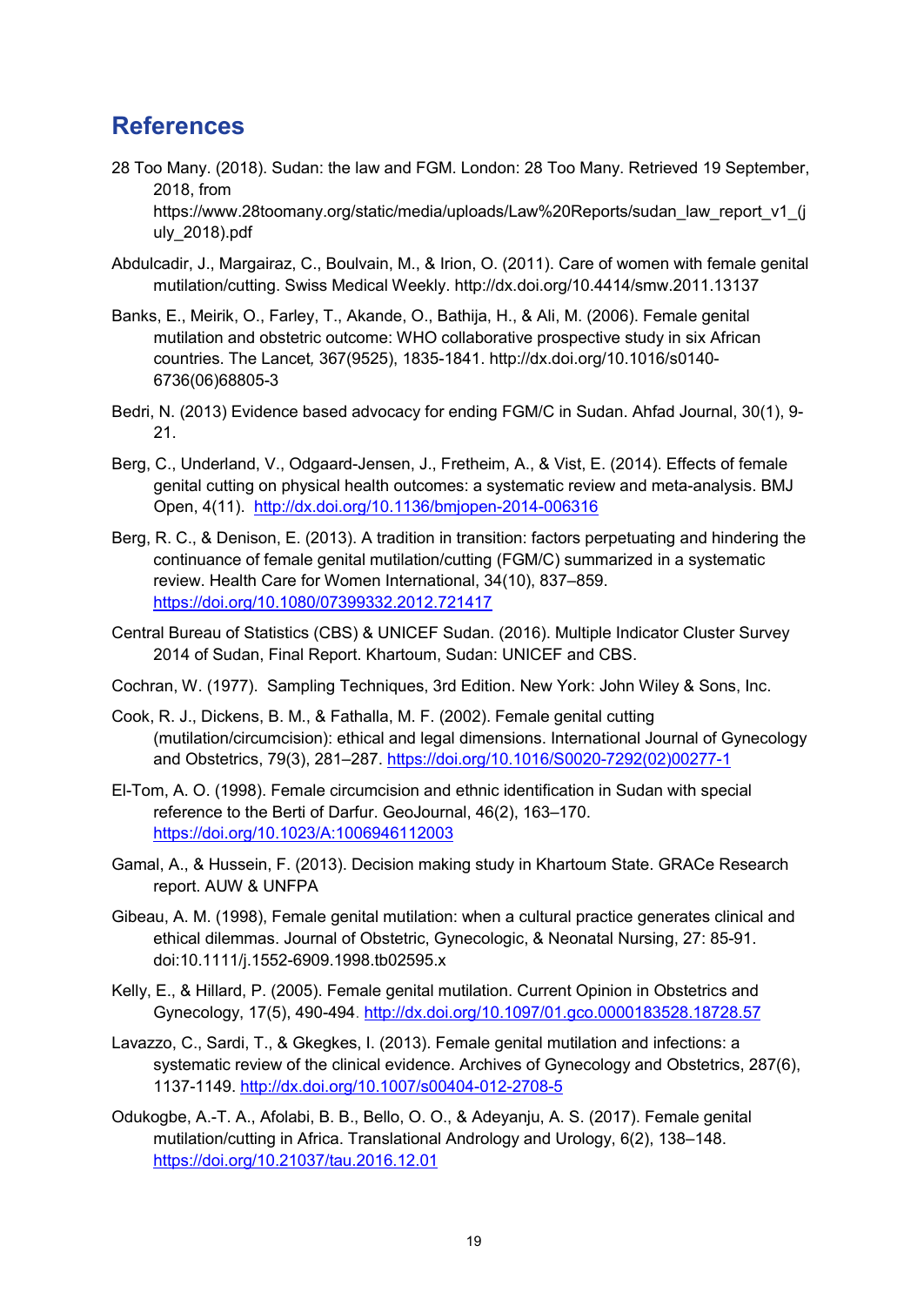## References

28 Too Many. (2018). Sudan: the law and FGM. London: 28 Too Many. Retrieved 19 September, 2018, from https://www.28toomany.org/static/media/uploads/Law%20Reports/sudan_law_report_v1_(july_2018).pdf

Abdulcadir, J., Margairaz, C., Boulvain, M., & Irion, O. (2011). Care of women with female genital mutilation/cutting. Swiss Medical Weekly. http://dx.doi.org/10.4414/smw.2011.13137

Banks, E., Meirik, O., Farley, T., Akande, O., Bathija, H., & Ali, M. (2006). Female genital mutilation and obstetric outcome: WHO collaborative prospective study in six African countries. The Lancet*,* 367(9525), 1835-1841. http://dx.doi.org/10.1016/s0140-6736(06)68805-3

Bedri, N. (2013) Evidence based advocacy for ending FGM/C in Sudan. Ahfad Journal, 30(1), 9-21.

Berg, C., Underland, V., Odgaard-Jensen, J., Fretheim, A., & Vist, E. (2014). Effects of female genital cutting on physical health outcomes: a systematic review and meta-analysis. BMJ Open, 4(11). http://dx.doi.org/10.1136/bmjopen-2014-006316

Berg, R. C., & Denison, E. (2013). A tradition in transition: factors perpetuating and hindering the continuance of female genital mutilation/cutting (FGM/C) summarized in a systematic review. Health Care for Women International, 34(10), 837–859. https://doi.org/10.1080/07399332.2012.721417

Central Bureau of Statistics (CBS) & UNICEF Sudan. (2016). Multiple Indicator Cluster Survey 2014 of Sudan, Final Report. Khartoum, Sudan: UNICEF and CBS.

Cochran, W. (1977). Sampling Techniques, 3rd Edition. New York: John Wiley & Sons, Inc.

Cook, R. J., Dickens, B. M., & Fathalla, M. F. (2002). Female genital cutting (mutilation/circumcision): ethical and legal dimensions. International Journal of Gynecology and Obstetrics, 79(3), 281–287. https://doi.org/10.1016/S0020-7292(02)00277-1

El-Tom, A. O. (1998). Female circumcision and ethnic identification in Sudan with special reference to the Berti of Darfur. GeoJournal, 46(2), 163–170. https://doi.org/10.1023/A:1006946112003

Gamal, A., & Hussein, F. (2013). Decision making study in Khartoum State. GRACe Research report. AUW & UNFPA

Gibeau, A. M. (1998), Female genital mutilation: when a cultural practice generates clinical and ethical dilemmas. Journal of Obstetric, Gynecologic, & Neonatal Nursing, 27: 85-91. doi:10.1111/j.1552-6909.1998.tb02595.x

Kelly, E., & Hillard, P. (2005). Female genital mutilation. Current Opinion in Obstetrics and Gynecology, 17(5), 490-494. http://dx.doi.org/10.1097/01.gco.0000183528.18728.57

Lavazzo, C., Sardi, T., & Gkegkes, I. (2013). Female genital mutilation and infections: a systematic review of the clinical evidence. Archives of Gynecology and Obstetrics, 287(6), 1137-1149. http://dx.doi.org/10.1007/s00404-012-2708-5

Odukogbe, A.-T. A., Afolabi, B. B., Bello, O. O., & Adeyanju, A. S. (2017). Female genital mutilation/cutting in Africa. Translational Andrology and Urology, 6(2), 138–148. https://doi.org/10.21037/tau.2016.12.01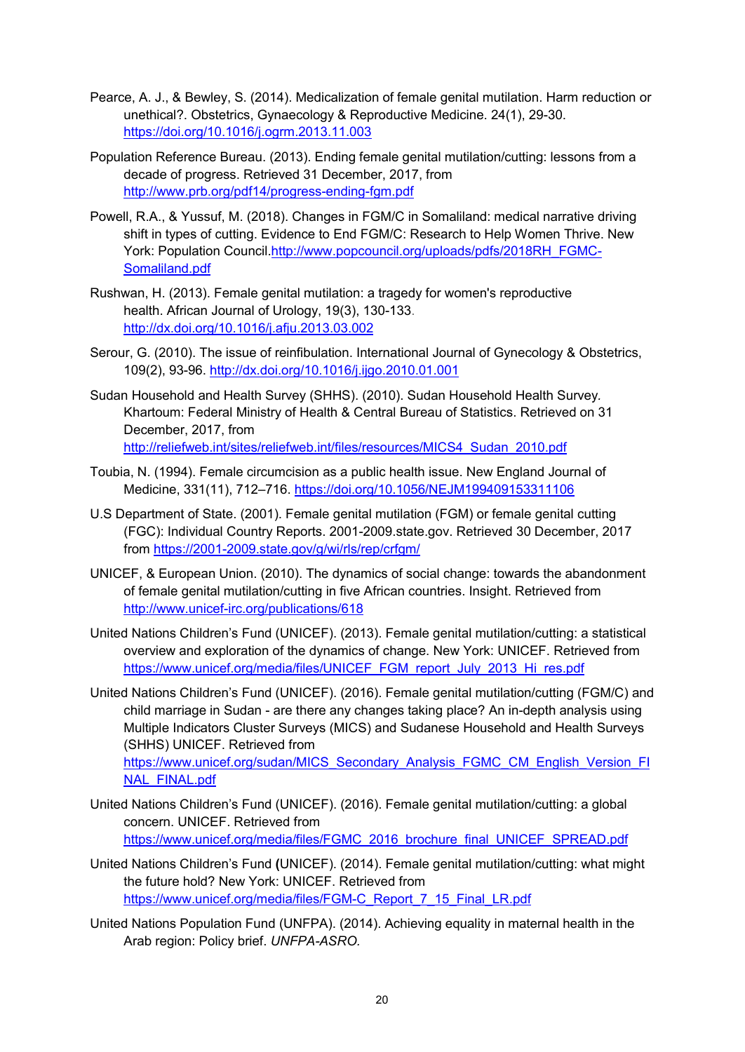Pearce, A. J., & Bewley, S. (2014). Medicalization of female genital mutilation. Harm reduction or unethical?. Obstetrics, Gynaecology & Reproductive Medicine. 24(1), 29-30. https://doi.org/10.1016/j.ogrm.2013.11.003

Population Reference Bureau. (2013). Ending female genital mutilation/cutting: lessons from a decade of progress. Retrieved 31 December, 2017, from http://www.prb.org/pdf14/progress-ending-fgm.pdf

Powell, R.A., & Yussuf, M. (2018). Changes in FGM/C in Somaliland: medical narrative driving shift in types of cutting. Evidence to End FGM/C: Research to Help Women Thrive. New York: Population Council.http://www.popcouncil.org/uploads/pdfs/2018RH_FGMC-Somaliland.pdf

Rushwan, H. (2013). Female genital mutilation: a tragedy for women's reproductive health. African Journal of Urology, 19(3), 130-133. http://dx.doi.org/10.1016/j.afju.2013.03.002

Serour, G. (2010). The issue of reinfibulation. International Journal of Gynecology & Obstetrics, 109(2), 93-96. http://dx.doi.org/10.1016/j.ijgo.2010.01.001

Sudan Household and Health Survey (SHHS). (2010). Sudan Household Health Survey. Khartoum: Federal Ministry of Health & Central Bureau of Statistics. Retrieved on 31 December, 2017, from http://reliefweb.int/sites/reliefweb.int/files/resources/MICS4_Sudan_2010.pdf

Toubia, N. (1994). Female circumcision as a public health issue. New England Journal of Medicine, 331(11), 712–716. https://doi.org/10.1056/NEJM199409153311106

U.S Department of State. (2001). Female genital mutilation (FGM) or female genital cutting (FGC): Individual Country Reports. 2001-2009.state.gov. Retrieved 30 December, 2017 from https://2001-2009.state.gov/g/wi/rls/rep/crfgm/

UNICEF, & European Union. (2010). The dynamics of social change: towards the abandonment of female genital mutilation/cutting in five African countries. Insight. Retrieved from http://www.unicef-irc.org/publications/618

United Nations Children's Fund (UNICEF). (2013). Female genital mutilation/cutting: a statistical overview and exploration of the dynamics of change. New York: UNICEF. Retrieved from https://www.unicef.org/media/files/UNICEF_FGM_report_July_2013_Hi_res.pdf

United Nations Children's Fund (UNICEF). (2016). Female genital mutilation/cutting (FGM/C) and child marriage in Sudan - are there any changes taking place? An in-depth analysis using Multiple Indicators Cluster Surveys (MICS) and Sudanese Household and Health Surveys (SHHS) UNICEF. Retrieved from https://www.unicef.org/sudan/MICS_Secondary_Analysis_FGMC_CM_English_Version_FINAL_FINAL.pdf

United Nations Children's Fund (UNICEF). (2016). Female genital mutilation/cutting: a global concern. UNICEF. Retrieved from https://www.unicef.org/media/files/FGMC_2016_brochure_final_UNICEF_SPREAD.pdf

United Nations Children's Fund **(**UNICEF). (2014). Female genital mutilation/cutting: what might the future hold? New York: UNICEF. Retrieved from https://www.unicef.org/media/files/FGM-C_Report_7_15_Final_LR.pdf

United Nations Population Fund (UNFPA). (2014). Achieving equality in maternal health in the Arab region: Policy brief. *UNFPA-ASRO.*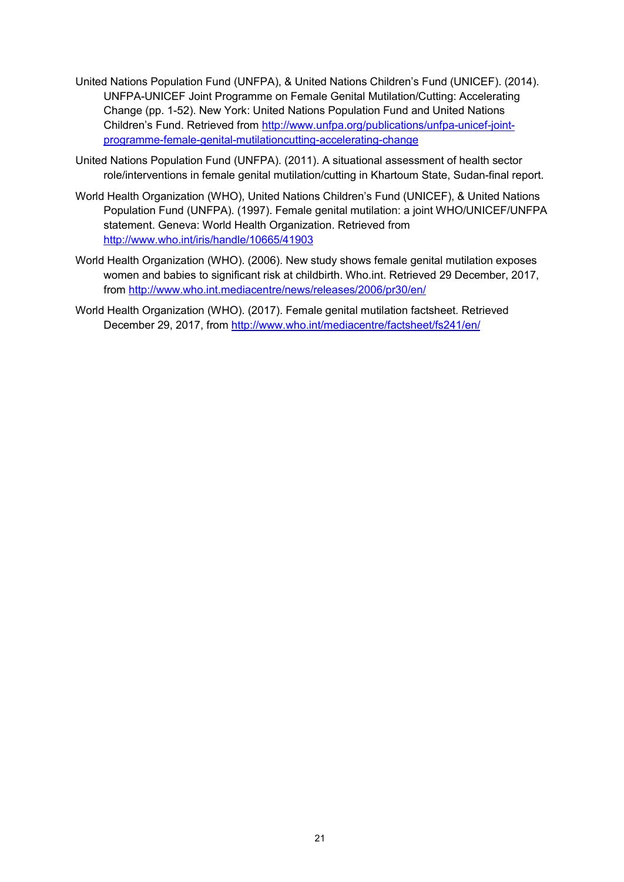United Nations Population Fund (UNFPA), & United Nations Children's Fund (UNICEF). (2014). UNFPA-UNICEF Joint Programme on Female Genital Mutilation/Cutting: Accelerating Change (pp. 1-52). New York: United Nations Population Fund and United Nations Children's Fund. Retrieved from http://www.unfpa.org/publications/unfpa-unicef-joint-programme-female-genital-mutilationcutting-accelerating-change

United Nations Population Fund (UNFPA). (2011). A situational assessment of health sector role/interventions in female genital mutilation/cutting in Khartoum State, Sudan-final report.

World Health Organization (WHO), United Nations Children's Fund (UNICEF), & United Nations Population Fund (UNFPA). (1997). Female genital mutilation: a joint WHO/UNICEF/UNFPA statement. Geneva: World Health Organization. Retrieved from http://www.who.int/iris/handle/10665/41903

World Health Organization (WHO). (2006). New study shows female genital mutilation exposes women and babies to significant risk at childbirth. Who.int. Retrieved 29 December, 2017, from http://www.who.int.mediacentre/news/releases/2006/pr30/en/

World Health Organization (WHO). (2017). Female genital mutilation factsheet. Retrieved December 29, 2017, from http://www.who.int/mediacentre/factsheet/fs241/en/